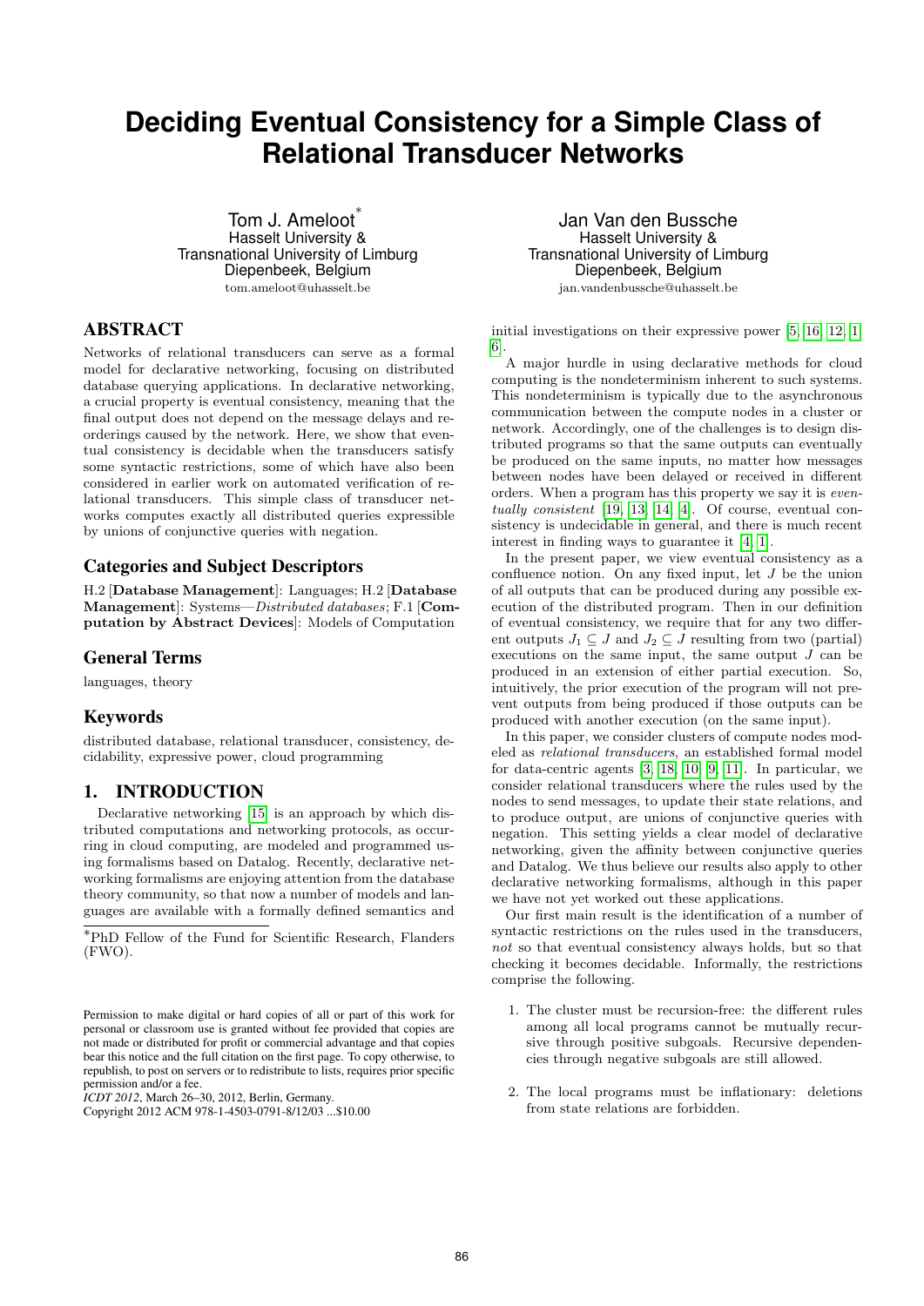# Deciding Eventual Consistency for a Simple Class of Relational Transducer Networks

Tom J. Ameloot*
Hasselt University &
Transnational University of Limburg
Diepenbeek, Belgium
tom.ameloot@uhasselt.be

Jan Van den Bussche
Hasselt University &
Transnational University of Limburg
Diepenbeek, Belgium
jan.vandenbussche@uhasselt.be

## ABSTRACT

Networks of relational transducers can serve as a formal model for declarative networking, focusing on distributed database querying applications. In declarative networking, a crucial property is eventual consistency, meaning that the final output does not depend on the message delays and reorderings caused by the network. Here, we show that eventual consistency is decidable when the transducers satisfy some syntactic restrictions, some of which have also been considered in earlier work on automated verification of relational transducers. This simple class of transducer networks computes exactly all distributed queries expressible by unions of conjunctive queries with negation.

### Categories and Subject Descriptors

H.2 [**Database Management**]: Languages; H.2 [**Database Management**]: Systems—*Distributed databases*; F.1 [**Computation by Abstract Devices**]: Models of Computation

### General Terms

languages, theory

### Keywords

distributed database, relational transducer, consistency, decidability, expressive power, cloud programming

## 1. INTRODUCTION

Declarative networking [15] is an approach by which distributed computations and networking protocols, as occurring in cloud computing, are modeled and programmed using formalisms based on Datalog. Recently, declarative networking formalisms are enjoying attention from the database theory community, so that now a number of models and languages are available with a formally defined semantics and initial investigations on their expressive power [5, 16, 12, 1, 6].

A major hurdle in using declarative methods for cloud computing is the nondeterminism inherent to such systems. This nondeterminism is typically due to the asynchronous communication between the compute nodes in a cluster or network. Accordingly, one of the challenges is to design distributed programs so that the same outputs can eventually be produced on the same inputs, no matter how messages between nodes have been delayed or received in different orders. When a program has this property we say it is *eventually consistent* [19, 13, 14, 4]. Of course, eventual consistency is undecidable in general, and there is much recent interest in finding ways to guarantee it [4, 1].

In the present paper, we view eventual consistency as a confluence notion. On any fixed input, let $J$ be the union of all outputs that can be produced during any possible execution of the distributed program. Then in our definition of eventual consistency, we require that for any two different outputs $J_1 \subseteq J$ and $J_2 \subseteq J$ resulting from two (partial) executions on the same input, the same output $J$ can be produced in an extension of either partial execution. So, intuitively, the prior execution of the program will not prevent outputs from being produced if those outputs can be produced with another execution (on the same input).

In this paper, we consider clusters of compute nodes modeled as *relational transducers*, an established formal model for data-centric agents [3, 18, 10, 9, 11]. In particular, we consider relational transducers where the rules used by the nodes to send messages, to update their state relations, and to produce output, are unions of conjunctive queries with negation. This setting yields a clear model of declarative networking, given the affinity between conjunctive queries and Datalog. We thus believe our results also apply to other declarative networking formalisms, although in this paper we have not yet worked out these applications.

Our first main result is the identification of a number of syntactic restrictions on the rules used in the transducers, *not* so that eventual consistency always holds, but so that checking it becomes decidable. Informally, the restrictions comprise the following.

1. The cluster must be recursion-free: the different rules among all local programs cannot be mutually recursive through positive subgoals. Recursive dependencies through negative subgoals are still allowed.

2. The local programs must be inflationary: deletions from state relations are forbidden.

*PhD Fellow of the Fund for Scientific Research, Flanders (FWO).

Permission to make digital or hard copies of all or part of this work for personal or classroom use is granted without fee provided that copies are not made or distributed for profit or commercial advantage and that copies bear this notice and the full citation on the first page. To copy otherwise, to republish, to post on servers or to redistribute to lists, requires prior specific permission and/or a fee.
*ICDT 2012*, March 26–30, 2012, Berlin, Germany.
Copyright 2012 ACM 978-1-4503-0791-8/12/03 ...$10.00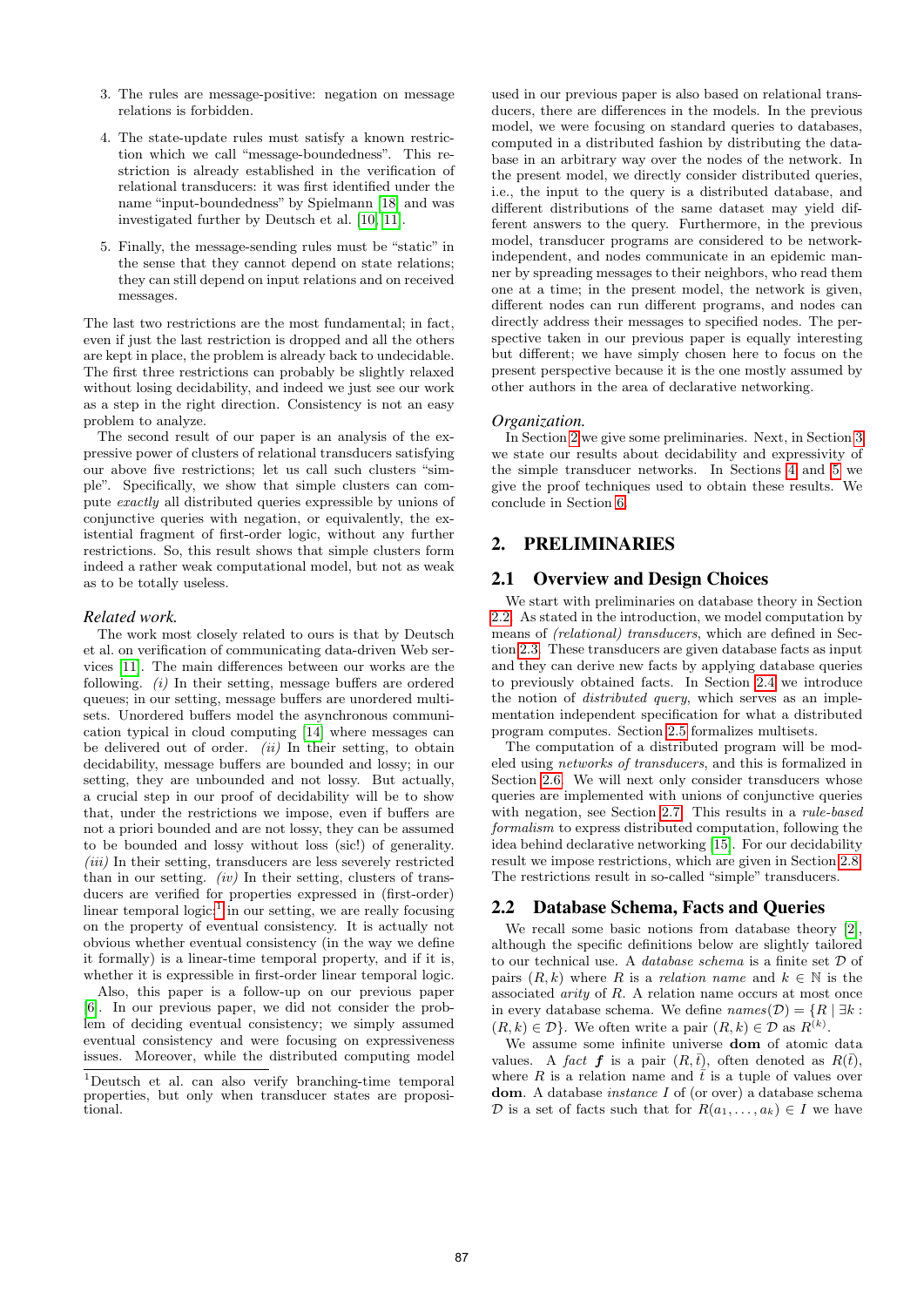3. The rules are message-positive: negation on message relations is forbidden.

4. The state-update rules must satisfy a known restriction which we call "message-boundedness". This restriction is already established in the verification of relational transducers: it was first identified under the name "input-boundedness" by Spielmann [18] and was investigated further by Deutsch et al. [10, 11].

5. Finally, the message-sending rules must be "static" in the sense that they cannot depend on state relations; they can still depend on input relations and on received messages.

The last two restrictions are the most fundamental; in fact, even if just the last restriction is dropped and all the others are kept in place, the problem is already back to undecidable. The first three restrictions can probably be slightly relaxed without losing decidability, and indeed we just see our work as a step in the right direction. Consistency is not an easy problem to analyze.

The second result of our paper is an analysis of the expressive power of clusters of relational transducers satisfying our above five restrictions; let us call such clusters "simple". Specifically, we show that simple clusters can compute *exactly* all distributed queries expressible by unions of conjunctive queries with negation, or equivalently, the existential fragment of first-order logic, without any further restrictions. So, this result shows that simple clusters form indeed a rather weak computational model, but not as weak as to be totally useless.

### *Related work.*

The work most closely related to ours is that by Deutsch et al. on verification of communicating data-driven Web services [11]. The main differences between our works are the following. *(i)* In their setting, message buffers are ordered queues; in our setting, message buffers are unordered multisets. Unordered buffers model the asynchronous communication typical in cloud computing [14] where messages can be delivered out of order. *(ii)* In their setting, to obtain decidability, message buffers are bounded and lossy; in our setting, they are unbounded and not lossy. But actually, a crucial step in our proof of decidability will be to show that, under the restrictions we impose, even if buffers are not a priori bounded and are not lossy, they can be assumed to be bounded and lossy without loss (sic!) of generality. *(iii)* In their setting, transducers are less severely restricted than in our setting. *(iv)* In their setting, clusters of transducers are verified for properties expressed in (first-order) linear temporal logic;[1] in our setting, we are really focusing on the property of eventual consistency. It is actually not obvious whether eventual consistency (in the way we define it formally) is a linear-time temporal property, and if it is, whether it is expressible in first-order linear temporal logic.

Also, this paper is a follow-up on our previous paper [6]. In our previous paper, we did not consider the problem of deciding eventual consistency; we simply assumed eventual consistency and were focusing on expressiveness issues. Moreover, while the distributed computing model used in our previous paper is also based on relational transducers, there are differences in the models. In the previous model, we were focusing on standard queries to databases, computed in a distributed fashion by distributing the database in an arbitrary way over the nodes of the network. In the present model, we directly consider distributed queries, i.e., the input to the query is a distributed database, and different distributions of the same dataset may yield different answers to the query. Furthermore, in the previous model, transducer programs are considered to be network-independent, and nodes communicate in an epidemic manner by spreading messages to their neighbors, who read them one at a time; in the present model, the network is given, different nodes can run different programs, and nodes can directly address their messages to specified nodes. The perspective taken in our previous paper is equally interesting but different; we have simply chosen here to focus on the present perspective because it is the one mostly assumed by other authors in the area of declarative networking.

[1] Deutsch et al. can also verify branching-time temporal properties, but only when transducer states are propositional.

### *Organization.*

In Section 2 we give some preliminaries. Next, in Section 3 we state our results about decidability and expressivity of the simple transducer networks. In Sections 4 and 5 we give the proof techniques used to obtain these results. We conclude in Section 6.

## 2. PRELIMINARIES

### 2.1 Overview and Design Choices

We start with preliminaries on database theory in Section 2.2. As stated in the introduction, we model computation by means of *(relational) transducers*, which are defined in Section 2.3. These transducers are given database facts as input and they can derive new facts by applying database queries to previously obtained facts. In Section 2.4 we introduce the notion of *distributed query*, which serves as an implementation independent specification for what a distributed program computes. Section 2.5 formalizes multisets.

The computation of a distributed program will be modeled using *networks of transducers*, and this is formalized in Section 2.6. We will next only consider transducers whose queries are implemented with unions of conjunctive queries with negation, see Section 2.7. This results in a *rule-based formalism* to express distributed computation, following the idea behind declarative networking [15]. For our decidability result we impose restrictions, which are given in Section 2.8. The restrictions result in so-called "simple" transducers.

### 2.2 Database Schema, Facts and Queries

We recall some basic notions from database theory [2], although the specific definitions below are slightly tailored to our technical use. A *database schema* is a finite set $\mathcal{D}$ of pairs $(R, k)$ where $R$ is a *relation name* and $k \in \mathbb{N}$ is the associated *arity* of $R$. A relation name occurs at most once in every database schema. We define $names(\mathcal{D}) = \{R \mid \exists k : (R, k) \in \mathcal{D}\}$. We often write a pair $(R, k) \in \mathcal{D}$ as $R^{(k)}$.

We assume some infinite universe **dom** of atomic data values. A *fact* $\boldsymbol{f}$ is a pair $(R, \bar{t})$, often denoted as $R(\bar{t})$, where $R$ is a relation name and $\bar{t}$ is a tuple of values over **dom**. A database *instance* $I$ of (or over) a database schema $\mathcal{D}$ is a set of facts such that for $R(a_1, \ldots, a_k) \in I$ we have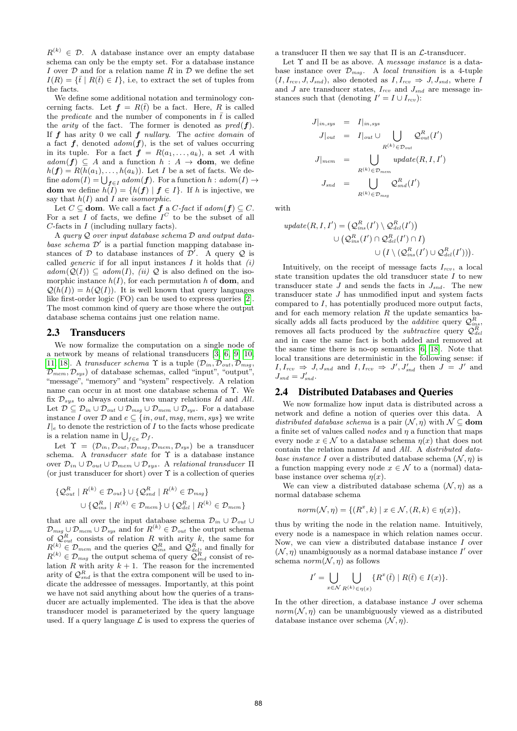$R^{(k)} \in \mathcal{D}$. A database instance over an empty database schema can only be the empty set. For a database instance $I$ over $\mathcal{D}$ and for a relation name $R$ in $\mathcal{D}$ we define the set $I(R) = \{\bar{t} \mid R(\bar{t}) \in I\}$, i.e, to extract the set of tuples from the facts.

We define some additional notation and terminology concerning facts. Let $\boldsymbol{f} = R(\bar{t})$ be a fact. Here, $R$ is called the *predicate* and the number of components in $\bar{t}$ is called the *arity* of the fact. The former is denoted as $pred(\boldsymbol{f})$. If $\boldsymbol{f}$ has arity 0 we call $\boldsymbol{f}$ *nullary*. The *active domain* of a fact $\boldsymbol{f}$, denoted $adom(\boldsymbol{f})$, is the set of values occurring in its tuple. For a fact $\boldsymbol{f} = R(a_1, \ldots, a_k)$, a set $A$ with $adom(\boldsymbol{f}) \subseteq A$ and a function $h : A \to \mathbf{dom}$, we define $h(\boldsymbol{f}) = R(h(a_1), \ldots, h(a_k))$. Let $I$ be a set of facts. We define $adom(I) = \bigcup_{\boldsymbol{f} \in I} adom(\boldsymbol{f})$. For a function $h : adom(I) \to \mathbf{dom}$ we define $h(I) = \{h(\boldsymbol{f}) \mid \boldsymbol{f} \in I\}$. If $h$ is injective, we say that $h(I)$ and $I$ are *isomorphic*.

Let $C \subseteq \mathbf{dom}$. We call a fact $\boldsymbol{f}$ a *C-fact* if $adom(\boldsymbol{f}) \subseteq C$. For a set $I$ of facts, we define $I^C$ to be the subset of all $C$-facts in $I$ (including nullary facts).

A *query $\mathcal{Q}$ over input database schema $\mathcal{D}$ and output database schema $\mathcal{D}'$* is a partial function mapping database instances of $\mathcal{D}$ to database instances of $\mathcal{D}'$. A query $\mathcal{Q}$ is called *generic* if for all input instances $I$ it holds that *(i)* $adom(\mathcal{Q}(I)) \subseteq adom(I)$, *(ii)* $\mathcal{Q}$ is also defined on the isomorphic instance $h(I)$, for each permutation $h$ of $\mathbf{dom}$, and $\mathcal{Q}(h(I)) = h(\mathcal{Q}(I))$. It is well known that query languages like first-order logic (FO) can be used to express queries [2]. The most common kind of query are those where the output database schema contains just one relation name.

## 2.3 Transducers

We now formalize the computation on a single node of a network by means of relational transducers [3, 6, 9, 10, 11, 18]. A *transducer schema* $\Upsilon$ is a tuple $(\mathcal{D}_{in}, \mathcal{D}_{out}, \mathcal{D}_{msg}, \mathcal{D}_{mem}, \mathcal{D}_{sys})$ of database schemas, called "input", "output", "message", "memory" and "system" respectively. A relation name can occur in at most one database schema of $\Upsilon$. We fix $\mathcal{D}_{sys}$ to always contain two unary relations $Id$ and $All$. Let $\mathcal{D} \subseteq \mathcal{D}_{in} \cup \mathcal{D}_{out} \cup \mathcal{D}_{msg} \cup \mathcal{D}_{mem} \cup \mathcal{D}_{sys}$. For a database instance $I$ over $\mathcal{D}$ and $e \subseteq \{in, out, msg, mem, sys\}$ we write $I|_e$ to denote the restriction of $I$ to the facts whose predicate is a relation name in $\bigcup_{f \in e} \mathcal{D}_f$.

Let $\Upsilon = (\mathcal{D}_{in}, \mathcal{D}_{out}, \mathcal{D}_{msg}, \mathcal{D}_{mem}, \mathcal{D}_{sys})$ be a transducer schema. A *transducer state* for $\Upsilon$ is a database instance over $\mathcal{D}_{in} \cup \mathcal{D}_{out} \cup \mathcal{D}_{mem} \cup \mathcal{D}_{sys}$. A *relational transducer* $\Pi$ (or just transducer for short) over $\Upsilon$ is a collection of queries

$$\{\mathcal{Q}^R_{out} \mid R^{(k)} \in \mathcal{D}_{out}\} \cup \{\mathcal{Q}^R_{snd} \mid R^{(k)} \in \mathcal{D}_{msg}\} \cup \{\mathcal{Q}^R_{ins} \mid R^{(k)} \in \mathcal{D}_{mem}\} \cup \{\mathcal{Q}^R_{del} \mid R^{(k)} \in \mathcal{D}_{mem}\}$$

that are all over the input database schema $\mathcal{D}_{in} \cup \mathcal{D}_{out} \cup \mathcal{D}_{msg} \cup \mathcal{D}_{mem} \cup \mathcal{D}_{sys}$ and for $R^{(k)} \in \mathcal{D}_{out}$ the output schema of $\mathcal{Q}^R_{out}$ consists of relation $R$ with arity $k$, the same for $R^{(k)} \in \mathcal{D}_{mem}$ and the queries $\mathcal{Q}^R_{ins}$ and $\mathcal{Q}^R_{del}$, and finally for $R^{(k)} \in \mathcal{D}_{msg}$ the output schema of query $\mathcal{Q}^R_{snd}$ consist of relation $R$ with arity $k+1$. The reason for the incremented arity of $\mathcal{Q}^R_{snd}$ is that the extra component will be used to indicate the addressee of messages. Importantly, at this point we have not said anything about how the queries of a transducer are actually implemented. The idea is that the above transducer model is parameterized by the query language used. If a query language $\mathcal{L}$ is used to express the queries of a transducer $\Pi$ then we say that $\Pi$ is an $\mathcal{L}$-transducer.

Let $\Upsilon$ and $\Pi$ be as above. A *message instance* is a database instance over $\mathcal{D}_{msg}$. A *local transition* is a 4-tuple $(I, I_{rcv}, J, J_{snd})$, also denoted as $I, I_{rcv} \Rightarrow J, J_{snd}$, where $I$ and $J$ are transducer states, $I_{rcv}$ and $J_{snd}$ are message instances such that (denoting $I' = I \cup I_{rcv}$):

$$\begin{aligned}
J|_{in,sys} &= I|_{in,sys} \\
J|_{out} &= I|_{out} \cup \bigcup_{R^{(k)} \in \mathcal{D}_{out}} \mathcal{Q}^R_{out}(I') \\
J|_{mem} &= \bigcup_{R^{(k)} \in \mathcal{D}_{mem}} update(R, I, I') \\
J_{snd} &= \bigcup_{R^{(k)} \in \mathcal{D}_{msg}} \mathcal{Q}^R_{snd}(I')
\end{aligned}$$

with

$$\begin{aligned}
update(R, I, I') = &\left(\mathcal{Q}^R_{ins}(I') \setminus \mathcal{Q}^R_{del}(I')\right) \\
&\cup \left(\mathcal{Q}^R_{ins}(I') \cap \mathcal{Q}^R_{del}(I') \cap I\right) \\
&\cup \left(I \setminus (\mathcal{Q}^R_{ins}(I') \cup \mathcal{Q}^R_{del}(I'))\right).
\end{aligned}$$

Intuitively, on the receipt of message facts $I_{rcv}$, a local state transition updates the old transducer state $I$ to new transducer state $J$ and sends the facts in $J_{snd}$. The new transducer state $J$ has unmodified input and system facts compared to $I$, has potentially produced more output facts, and for each memory relation $R$ the update semantics basically adds all facts produced by the *additive* query $\mathcal{Q}^R_{ins}$, removes all facts produced by the *subtractive* query $\mathcal{Q}^R_{del}$ and in case the same fact is both added and removed at the same time there is no-op semantics [6, 18]. Note that local transitions are deterministic in the following sense: if $I, I_{rcv} \Rightarrow J, J_{snd}$ and $I, I_{rcv} \Rightarrow J', J'_{snd}$ then $J = J'$ and $J_{snd} = J'_{snd}$.

## 2.4 Distributed Databases and Queries

We now formalize how input data is distributed across a network and define a notion of queries over this data. A *distributed database schema* is a pair $(\mathcal{N}, \eta)$ with $\mathcal{N} \subseteq \mathbf{dom}$ a finite set of values called *nodes* and $\eta$ a function that maps every node $x \in \mathcal{N}$ to a database schema $\eta(x)$ that does not contain the relation names $Id$ and $All$. A *distributed database instance* $I$ over a distributed database schema $(\mathcal{N}, \eta)$ is a function mapping every node $x \in \mathcal{N}$ to a (normal) database instance over schema $\eta(x)$.

We can view a distributed database schema $(\mathcal{N}, \eta)$ as a normal database schema

$$norm(\mathcal{N}, \eta) = \{(R^x, k) \mid x \in \mathcal{N}, (R, k) \in \eta(x)\},$$

thus by writing the node in the relation name. Intuitively, every node is a namespace in which relation names occur. Now, we can view a distributed database instance $I$ over $(\mathcal{N}, \eta)$ unambiguously as a normal database instance $I'$ over schema $norm(\mathcal{N}, \eta)$ as follows

$$I' = \bigcup_{x \in \mathcal{N}} \bigcup_{R^{(k)} \in \eta(x)} \{R^x(\bar{t}) \mid R(\bar{t}) \in I(x)\}.$$

In the other direction, a database instance $J$ over schema $norm(\mathcal{N}, \eta)$ can be unambiguously viewed as a distributed database instance over schema $(\mathcal{N}, \eta)$.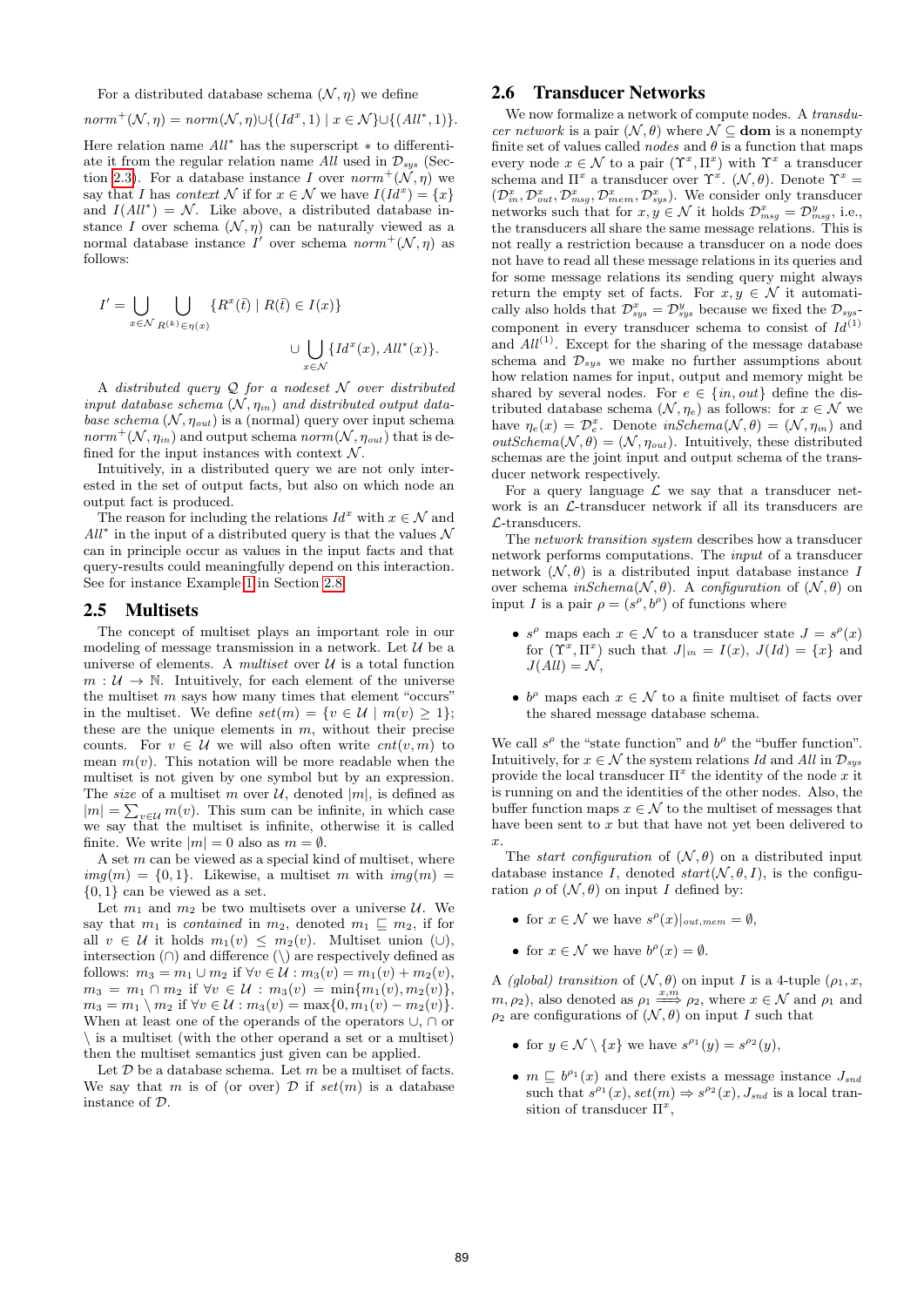For a distributed database schema $(\mathcal{N}, \eta)$ we define

$$norm^+(\mathcal{N}, \eta) = norm(\mathcal{N}, \eta) \cup \{(Id^x, 1) \mid x \in \mathcal{N}\} \cup \{(All^*, 1)\}.$$

Here relation name $All^*$ has the superscript $*$ to differentiate it from the regular relation name $All$ used in $\mathcal{D}_{sys}$ (Section 2.3). For a database instance $I$ over $norm^+(\mathcal{N}, \eta)$ we say that $I$ has *context* $\mathcal{N}$ if for $x \in \mathcal{N}$ we have $I(Id^x) = \{x\}$ and $I(All^*) = \mathcal{N}$. Like above, a distributed database instance $I$ over schema $(\mathcal{N}, \eta)$ can be naturally viewed as a normal database instance $I'$ over schema $norm^+(\mathcal{N}, \eta)$ as follows:

$$I' = \bigcup_{x \in \mathcal{N}} \bigcup_{R^{(k)} \in \eta(x)} \{R^x(\bar{t}) \mid R(\bar{t}) \in I(x)\} \cup \bigcup_{x \in \mathcal{N}} \{Id^x(x), All^*(x)\}.$$

A *distributed query* $\mathcal{Q}$ *for a nodeset* $\mathcal{N}$ *over distributed input database schema* $(\mathcal{N}, \eta_{in})$ *and distributed output database schema* $(\mathcal{N}, \eta_{out})$ is a (normal) query over input schema $norm^+(\mathcal{N}, \eta_{in})$ and output schema $norm(\mathcal{N}, \eta_{out})$ that is defined for the input instances with context $\mathcal{N}$.

Intuitively, in a distributed query we are not only interested in the set of output facts, but also on which node an output fact is produced.

The reason for including the relations $Id^x$ with $x \in \mathcal{N}$ and $All^*$ in the input of a distributed query is that the values $\mathcal{N}$ can in principle occur as values in the input facts and that query-results could meaningfully depend on this interaction. See for instance Example 1 in Section 2.8.

## 2.5 Multisets

The concept of multiset plays an important role in our modeling of message transmission in a network. Let $\mathcal{U}$ be a universe of elements. A *multiset* over $\mathcal{U}$ is a total function $m : \mathcal{U} \to \mathbb{N}$. Intuitively, for each element of the universe the multiset $m$ says how many times that element "occurs" in the multiset. We define $set(m) = \{v \in \mathcal{U} \mid m(v) \geq 1\}$; these are the unique elements in $m$, without their precise counts. For $v \in \mathcal{U}$ we will also often write $cnt(v, m)$ to mean $m(v)$. This notation will be more readable when the multiset is not given by one symbol but by an expression. The *size* of a multiset $m$ over $\mathcal{U}$, denoted $|m|$, is defined as $|m| = \sum_{v \in \mathcal{U}} m(v)$. This sum can be infinite, in which case we say that the multiset is infinite, otherwise it is called finite. We write $|m| = 0$ also as $m = \emptyset$.

A set $m$ can be viewed as a special kind of multiset, where $img(m) = \{0, 1\}$. Likewise, a multiset $m$ with $img(m) = \{0, 1\}$ can be viewed as a set.

Let $m_1$ and $m_2$ be two multisets over a universe $\mathcal{U}$. We say that $m_1$ is *contained* in $m_2$, denoted $m_1 \sqsubseteq m_2$, if for all $v \in \mathcal{U}$ it holds $m_1(v) \leq m_2(v)$. Multiset union ($\cup$), intersection ($\cap$) and difference ($\setminus$) are respectively defined as follows: $m_3 = m_1 \cup m_2$ if $\forall v \in \mathcal{U} : m_3(v) = m_1(v) + m_2(v)$, $m_3 = m_1 \cap m_2$ if $\forall v \in \mathcal{U} : m_3(v) = \min\{m_1(v), m_2(v)\}$, $m_3 = m_1 \setminus m_2$ if $\forall v \in \mathcal{U} : m_3(v) = \max\{0, m_1(v) - m_2(v)\}$. When at least one of the operands of the operators $\cup$, $\cap$ or $\setminus$ is a multiset (with the other operand a set or a multiset) then the multiset semantics just given can be applied.

Let $\mathcal{D}$ be a database schema. Let $m$ be a multiset of facts. We say that $m$ is of (or over) $\mathcal{D}$ if $set(m)$ is a database instance of $\mathcal{D}$.

## 2.6 Transducer Networks

We now formalize a network of compute nodes. A *transducer network* is a pair $(\mathcal{N}, \theta)$ where $\mathcal{N} \subseteq \mathbf{dom}$ is a nonempty finite set of values called *nodes* and $\theta$ is a function that maps every node $x \in \mathcal{N}$ to a pair $(\Upsilon^x, \Pi^x)$ with $\Upsilon^x$ a transducer schema and $\Pi^x$ a transducer over $\Upsilon^x$. $(\mathcal{N}, \theta)$. Denote $\Upsilon^x = (\mathcal{D}^x_{in}, \mathcal{D}^x_{out}, \mathcal{D}^x_{msg}, \mathcal{D}^x_{mem}, \mathcal{D}^x_{sys})$. We consider only transducer networks such that for $x, y \in \mathcal{N}$ it holds $\mathcal{D}^x_{msg} = \mathcal{D}^y_{msg}$, i.e., the transducers all share the same message relations. This is not really a restriction because a transducer on a node does not have to read all these message relations in its queries and for some message relations its sending query might always return the empty set of facts. For $x, y \in \mathcal{N}$ it automatically also holds that $\mathcal{D}^x_{sys} = \mathcal{D}^y_{sys}$ because we fixed the $\mathcal{D}_{sys}$-component in every transducer schema to consist of $Id^{(1)}$ and $All^{(1)}$. Except for the sharing of the message database schema and $\mathcal{D}_{sys}$ we make no further assumptions about how relation names for input, output and memory might be shared by several nodes. For $e \in \{in, out\}$ define the distributed database schema $(\mathcal{N}, \eta_e)$ as follows: for $x \in \mathcal{N}$ we have $\eta_e(x) = \mathcal{D}^x_e$. Denote $inSchema(\mathcal{N}, \theta) = (\mathcal{N}, \eta_{in})$ and $outSchema(\mathcal{N}, \theta) = (\mathcal{N}, \eta_{out})$. Intuitively, these distributed schemas are the joint input and output schema of the transducer network respectively.

For a query language $\mathcal{L}$ we say that a transducer network is an $\mathcal{L}$-transducer network if all its transducers are $\mathcal{L}$-transducers.

The *network transition system* describes how a transducer network performs computations. The *input* of a transducer network $(\mathcal{N}, \theta)$ is a distributed input database instance $I$ over schema $inSchema(\mathcal{N}, \theta)$. A *configuration* of $(\mathcal{N}, \theta)$ on input $I$ is a pair $\rho = (s^\rho, b^\rho)$ of functions where

- $s^\rho$ maps each $x \in \mathcal{N}$ to a transducer state $J = s^\rho(x)$ for $(\Upsilon^x, \Pi^x)$ such that $J|_{in} = I(x)$, $J(Id) = \{x\}$ and $J(All) = \mathcal{N}$,
- $b^\rho$ maps each $x \in \mathcal{N}$ to a finite multiset of facts over the shared message database schema.

We call $s^\rho$ the "state function" and $b^\rho$ the "buffer function". Intuitively, for $x \in \mathcal{N}$ the system relations $Id$ and $All$ in $\mathcal{D}_{sys}$ provide the local transducer $\Pi^x$ the identity of the node $x$ it is running on and the identities of the other nodes. Also, the buffer function maps $x \in \mathcal{N}$ to the multiset of messages that have been sent to $x$ but that have not yet been delivered to $x$.

The *start configuration* of $(\mathcal{N}, \theta)$ on a distributed input database instance $I$, denoted $start(\mathcal{N}, \theta, I)$, is the configuration $\rho$ of $(\mathcal{N}, \theta)$ on input $I$ defined by:

- for $x \in \mathcal{N}$ we have $s^\rho(x)|_{out,mem} = \emptyset$,
- for $x \in \mathcal{N}$ we have $b^\rho(x) = \emptyset$.

A *(global) transition* of $(\mathcal{N}, \theta)$ on input $I$ is a 4-tuple $(\rho_1, x, m, \rho_2)$, also denoted as $\rho_1 \xrightarrow{x,m} \rho_2$, where $x \in \mathcal{N}$ and $\rho_1$ and $\rho_2$ are configurations of $(\mathcal{N}, \theta)$ on input $I$ such that

- for $y \in \mathcal{N} \setminus \{x\}$ we have $s^{\rho_1}(y) = s^{\rho_2}(y)$,
- $m \sqsubseteq b^{\rho_1}(x)$ and there exists a message instance $J_{snd}$ such that $s^{\rho_1}(x), set(m) \Rightarrow s^{\rho_2}(x), J_{snd}$ is a local transition of transducer $\Pi^x$,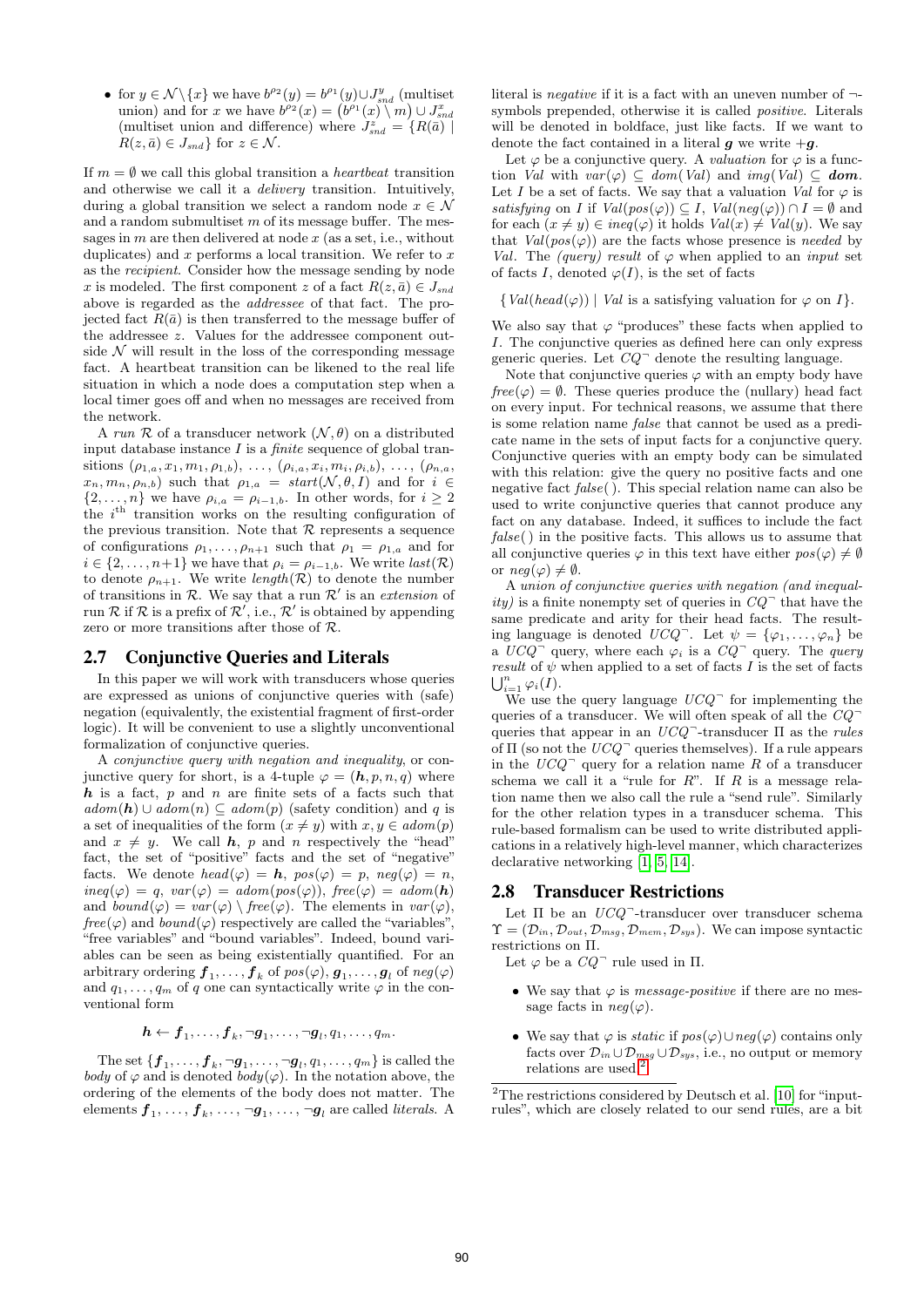- for $y \in \mathcal{N} \setminus \{x\}$ we have $b^{\rho_2}(y) = b^{\rho_1}(y) \cup J^y_{snd}$ (multiset union) and for $x$ we have $b^{\rho_2}(x) = \left(b^{\rho_1}(x) \setminus m\right) \cup J^x_{snd}$ (multiset union and difference) where $J^z_{snd} = \{R(\bar{a}) \mid R(z, \bar{a}) \in J_{snd}\}$ for $z \in \mathcal{N}$.

If $m = \emptyset$ we call this global transition a *heartbeat* transition and otherwise we call it a *delivery* transition. Intuitively, during a global transition we select a random node $x \in \mathcal{N}$ and a random submultiset $m$ of its message buffer. The messages in $m$ are then delivered at node $x$ (as a set, i.e., without duplicates) and $x$ performs a local transition. We refer to $x$ as the *recipient*. Consider how the message sending by node $x$ is modeled. The first component $z$ of a fact $R(z, \bar{a}) \in J_{snd}$ above is regarded as the *addressee* of that fact. The projected fact $R(\bar{a})$ is then transferred to the message buffer of the addressee $z$. Values for the addressee component outside $\mathcal{N}$ will result in the loss of the corresponding message fact. A heartbeat transition can be likened to the real life situation in which a node does a computation step when a local timer goes off and when no messages are received from the network.

A *run* $\mathcal{R}$ of a transducer network $(\mathcal{N}, \theta)$ on a distributed input database instance $I$ is a *finite* sequence of global transitions $(\rho_{1,a}, x_1, m_1, \rho_{1,b})$, $\ldots$, $(\rho_{i,a}, x_i, m_i, \rho_{i,b})$, $\ldots$, $(\rho_{n,a}, x_n, m_n, \rho_{n,b})$ such that $\rho_{1,a} = start(\mathcal{N}, \theta, I)$ and for $i \in \{2, \ldots, n\}$ we have $\rho_{i,a} = \rho_{i-1,b}$. In other words, for $i \geq 2$ the $i^{\text{th}}$ transition works on the resulting configuration of the previous transition. Note that $\mathcal{R}$ represents a sequence of configurations $\rho_1, \ldots, \rho_{n+1}$ such that $\rho_1 = \rho_{1,a}$ and for $i \in \{2, \ldots, n+1\}$ we have that $\rho_i = \rho_{i-1,b}$. We write $last(\mathcal{R})$ to denote $\rho_{n+1}$. We write $length(\mathcal{R})$ to denote the number of transitions in $\mathcal{R}$. We say that a run $\mathcal{R}'$ is an *extension* of run $\mathcal{R}$ if $\mathcal{R}$ is a prefix of $\mathcal{R}'$, i.e., $\mathcal{R}'$ is obtained by appending zero or more transitions after those of $\mathcal{R}$.

## 2.7 Conjunctive Queries and Literals

In this paper we will work with transducers whose queries are expressed as unions of conjunctive queries with (safe) negation (equivalently, the existential fragment of first-order logic). It will be convenient to use a slightly unconventional formalization of conjunctive queries.

A *conjunctive query with negation and inequality*, or conjunctive query for short, is a 4-tuple $\varphi = (\boldsymbol{h}, p, n, q)$ where $\boldsymbol{h}$ is a fact, $p$ and $n$ are finite sets of a facts such that $adom(\boldsymbol{h}) \cup adom(n) \subseteq adom(p)$ (safety condition) and $q$ is a set of inequalities of the form $(x \neq y)$ with $x, y \in adom(p)$ and $x \neq y$. We call $\boldsymbol{h}$, $p$ and $n$ respectively the "head" fact, the set of "positive" facts and the set of "negative" facts. We denote $head(\varphi) = \boldsymbol{h}$, $pos(\varphi) = p$, $neg(\varphi) = n$, $ineq(\varphi) = q$, $var(\varphi) = adom(pos(\varphi))$, $free(\varphi) = adom(\boldsymbol{h})$ and $bound(\varphi) = var(\varphi) \setminus free(\varphi)$. The elements in $var(\varphi)$, $free(\varphi)$ and $bound(\varphi)$ respectively are called the "variables", "free variables" and "bound variables". Indeed, bound variables can be seen as being existentially quantified. For an arbitrary ordering $\boldsymbol{f}_1, \ldots, \boldsymbol{f}_k$ of $pos(\varphi)$, $\boldsymbol{g}_1, \ldots, \boldsymbol{g}_l$ of $neg(\varphi)$ and $q_1, \ldots, q_m$ of $q$ one can syntactically write $\varphi$ in the conventional form

$$\boldsymbol{h} \leftarrow \boldsymbol{f}_1, \ldots, \boldsymbol{f}_k, \neg\boldsymbol{g}_1, \ldots, \neg\boldsymbol{g}_l, q_1, \ldots, q_m.$$

The set $\{\boldsymbol{f}_1, \ldots, \boldsymbol{f}_k, \neg\boldsymbol{g}_1, \ldots, \neg\boldsymbol{g}_l, q_1, \ldots, q_m\}$ is called the *body* of $\varphi$ and is denoted $body(\varphi)$. In the notation above, the ordering of the elements of the body does not matter. The elements $\boldsymbol{f}_1, \ldots, \boldsymbol{f}_k, \ldots, \neg\boldsymbol{g}_1, \ldots, \neg\boldsymbol{g}_l$ are called *literals*. A literal is *negative* if it is a fact with an uneven number of $\neg$-symbols prepended, otherwise it is called *positive*. Literals will be denoted in boldface, just like facts. If we want to denote the fact contained in a literal $\boldsymbol{g}$ we write $+\boldsymbol{g}$.

Let $\varphi$ be a conjunctive query. A *valuation* for $\varphi$ is a function $Val$ with $var(\varphi) \subseteq dom(Val)$ and $img(Val) \subseteq \boldsymbol{dom}$. Let $I$ be a set of facts. We say that a valuation $Val$ for $\varphi$ is *satisfying* on $I$ if $Val(pos(\varphi)) \subseteq I$, $Val(neg(\varphi)) \cap I = \emptyset$ and for each $(x \neq y) \in ineq(\varphi)$ it holds $Val(x) \neq Val(y)$. We say that $Val(pos(\varphi))$ are the facts whose presence is *needed* by $Val$. The *(query) result* of $\varphi$ when applied to an *input* set of facts $I$, denoted $\varphi(I)$, is the set of facts

$$\{\,Val(head(\varphi)) \mid Val \text{ is a satisfying valuation for } \varphi \text{ on } I\}.$$

We also say that $\varphi$ "produces" these facts when applied to $I$. The conjunctive queries as defined here can only express generic queries. Let $CQ^{\neg}$ denote the resulting language.

Note that conjunctive queries $\varphi$ with an empty body have $free(\varphi) = \emptyset$. These queries produce the (nullary) head fact on every input. For technical reasons, we assume that there is some relation name *false* that cannot be used as a predicate name in the sets of input facts for a conjunctive query. Conjunctive queries with an empty body can be simulated with this relation: give the query no positive facts and one negative fact $false(\,)$. This special relation name can also be used to write conjunctive queries that cannot produce any fact on any database. Indeed, it suffices to include the fact $false(\,)$ in the positive facts. This allows us to assume that all conjunctive queries $\varphi$ in this text have either $pos(\varphi) \neq \emptyset$ or $neg(\varphi) \neq \emptyset$.

A *union of conjunctive queries with negation (and inequality)* is a finite nonempty set of queries in $CQ^{\neg}$ that have the same predicate and arity for their head facts. The resulting language is denoted $UCQ^{\neg}$. Let $\psi = \{\varphi_1, \ldots, \varphi_n\}$ be a $UCQ^{\neg}$ query, where each $\varphi_i$ is a $CQ^{\neg}$ query. The *query result* of $\psi$ when applied to a set of facts $I$ is the set of facts $\bigcup_{i=1}^{n} \varphi_i(I)$.

We use the query language $UCQ^{\neg}$ for implementing the queries of a transducer. We will often speak of all the $CQ^{\neg}$ queries that appear in an $UCQ^{\neg}$-transducer $\Pi$ as the *rules* of $\Pi$ (so not the $UCQ^{\neg}$ queries themselves). If a rule appears in the $UCQ^{\neg}$ query for a relation name $R$ of a transducer schema we call it a "rule for $R$". If $R$ is a message relation name then we also call the rule a "send rule". Similarly for the other relation types in a transducer schema. This rule-based formalism can be used to write distributed applications in a relatively high-level manner, which characterizes declarative networking [1, 5, 14].

## 2.8 Transducer Restrictions

Let $\Pi$ be an $UCQ^{\neg}$-transducer over transducer schema $\Upsilon = (\mathcal{D}_{in}, \mathcal{D}_{out}, \mathcal{D}_{msg}, \mathcal{D}_{mem}, \mathcal{D}_{sys})$. We can impose syntactic restrictions on $\Pi$.

Let $\varphi$ be a $CQ^{\neg}$ rule used in $\Pi$.

- We say that $\varphi$ is *message-positive* if there are no message facts in $neg(\varphi)$.
- We say that $\varphi$ is *static* if $pos(\varphi) \cup neg(\varphi)$ contains only facts over $\mathcal{D}_{in} \cup \mathcal{D}_{msg} \cup \mathcal{D}_{sys}$, i.e., no output or memory relations are used.[2]

[2] The restrictions considered by Deutsch et al. [10] for "input-rules", which are closely related to our send rules, are a bit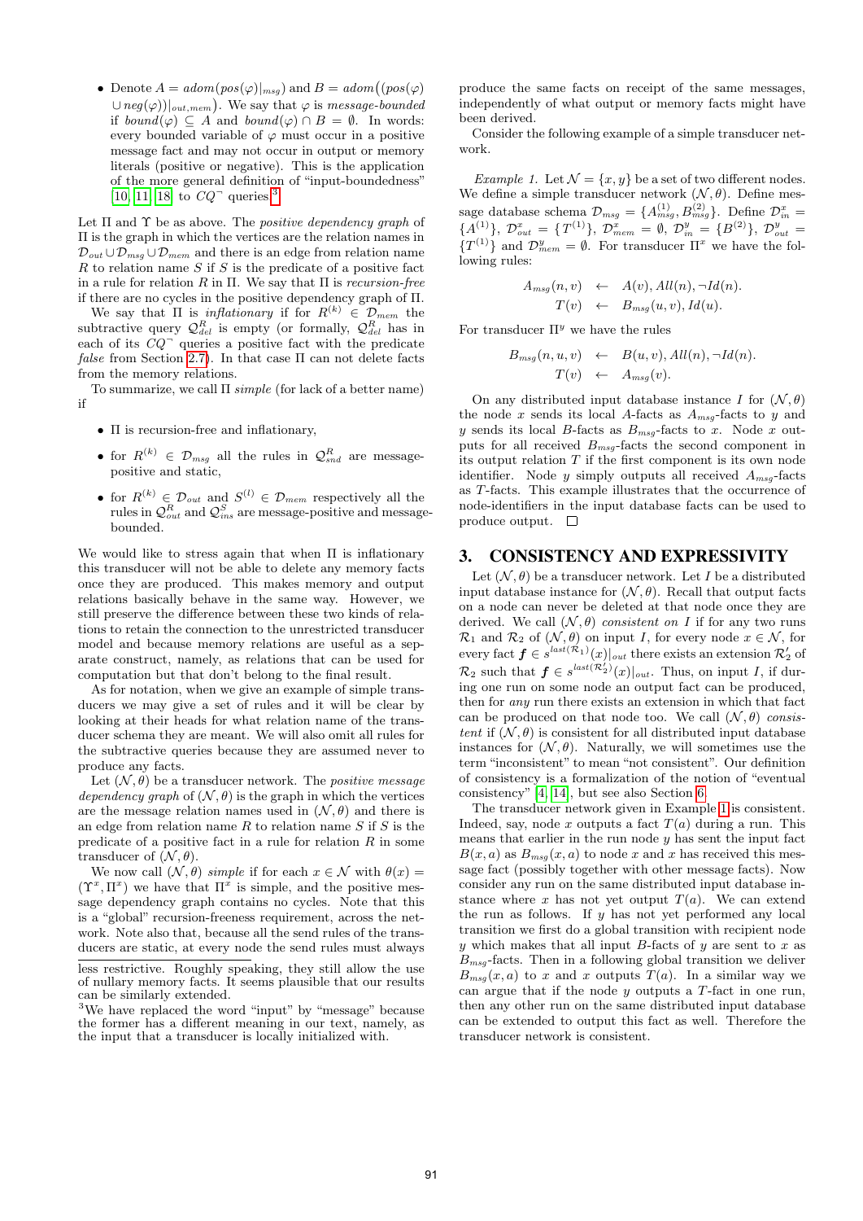- Denote $A = adom(pos(\varphi)|_{msg})$ and $B = adom\big((pos(\varphi) \cup neg(\varphi))|_{out,mem}\big)$. We say that $\varphi$ is *message-bounded* if $bound(\varphi) \subseteq A$ and $bound(\varphi) \cap B = \emptyset$. In words: every bounded variable of $\varphi$ must occur in a positive message fact and may not occur in output or memory literals (positive or negative). This is the application of the more general definition of "input-boundedness" [10, 11, 18] to $CQ^{\neg}$ queries.[3]

Let $\Pi$ and $\Upsilon$ be as above. The *positive dependency graph* of $\Pi$ is the graph in which the vertices are the relation names in $\mathcal{D}_{out} \cup \mathcal{D}_{msg} \cup \mathcal{D}_{mem}$ and there is an edge from relation name $R$ to relation name $S$ if $S$ is the predicate of a positive fact in a rule for relation $R$ in $\Pi$. We say that $\Pi$ is *recursion-free* if there are no cycles in the positive dependency graph of $\Pi$.

We say that $\Pi$ is *inflationary* if for $R^{(k)} \in \mathcal{D}_{mem}$ the subtractive query $\mathcal{Q}^R_{del}$ is empty (or formally, $\mathcal{Q}^R_{del}$ has in each of its $CQ^{\neg}$ queries a positive fact with the predicate *false* from Section 2.7). In that case $\Pi$ can not delete facts from the memory relations.

To summarize, we call $\Pi$ *simple* (for lack of a better name) if

- $\Pi$ is recursion-free and inflationary,
- for $R^{(k)} \in \mathcal{D}_{msg}$ all the rules in $\mathcal{Q}^R_{snd}$ are message-positive and static,
- for $R^{(k)} \in \mathcal{D}_{out}$ and $S^{(l)} \in \mathcal{D}_{mem}$ respectively all the rules in $\mathcal{Q}^R_{out}$ and $\mathcal{Q}^S_{ins}$ are message-positive and message-bounded.

We would like to stress again that when $\Pi$ is inflationary this transducer will not be able to delete any memory facts once they are produced. This makes memory and output relations basically behave in the same way. However, we still preserve the difference between these two kinds of relations to retain the connection to the unrestricted transducer model and because memory relations are useful as a separate construct, namely, as relations that can be used for computation but that don't belong to the final result.

As for notation, when we give an example of simple transducers we may give a set of rules and it will be clear by looking at their heads for what relation name of the transducer schema they are meant. We will also omit all rules for the subtractive queries because they are assumed never to produce any facts.

Let $(\mathcal{N}, \theta)$ be a transducer network. The *positive message dependency graph* of $(\mathcal{N}, \theta)$ is the graph in which the vertices are the message relation names used in $(\mathcal{N}, \theta)$ and there is an edge from relation name $R$ to relation name $S$ if $S$ is the predicate of a positive fact in a rule for relation $R$ in some transducer of $(\mathcal{N}, \theta)$.

We now call $(\mathcal{N}, \theta)$ *simple* if for each $x \in \mathcal{N}$ with $\theta(x) = (\Upsilon^x, \Pi^x)$ we have that $\Pi^x$ is simple, and the positive message dependency graph contains no cycles. Note that this is a "global" recursion-freeness requirement, across the network. Note also that, because all the send rules of the transducers are static, at every node the send rules must always produce the same facts on receipt of the same messages, independently of what output or memory facts might have been derived.

Consider the following example of a simple transducer network.

*Example 1.* Let $\mathcal{N} = \{x, y\}$ be a set of two different nodes. We define a simple transducer network $(\mathcal{N}, \theta)$. Define message database schema $\mathcal{D}_{msg} = \{A^{(1)}_{msg}, B^{(2)}_{msg}\}$. Define $\mathcal{D}^x_{in} = \{A^{(1)}\}$, $\mathcal{D}^x_{out} = \{T^{(1)}\}$, $\mathcal{D}^x_{mem} = \emptyset$, $\mathcal{D}^y_{in} = \{B^{(2)}\}$, $\mathcal{D}^y_{out} = \{T^{(1)}\}$ and $\mathcal{D}^y_{mem} = \emptyset$. For transducer $\Pi^x$ we have the following rules:

$$A_{msg}(n, v) \leftarrow A(v), All(n), \neg Id(n).$$
$$T(v) \leftarrow B_{msg}(u, v), Id(u).$$

For transducer $\Pi^y$ we have the rules

$$B_{msg}(n, u, v) \leftarrow B(u, v), All(n), \neg Id(n).$$
$$T(v) \leftarrow A_{msg}(v).$$

On any distributed input database instance $I$ for $(\mathcal{N}, \theta)$ the node $x$ sends its local $A$-facts as $A_{msg}$-facts to $y$ and $y$ sends its local $B$-facts as $B_{msg}$-facts to $x$. Node $x$ outputs for all received $B_{msg}$-facts the second component in its output relation $T$ if the first component is its own node identifier. Node $y$ simply outputs all received $A_{msg}$-facts as $T$-facts. This example illustrates that the occurrence of node-identifiers in the input database facts can be used to produce output. ☐

## 3. CONSISTENCY AND EXPRESSIVITY

Let $(\mathcal{N}, \theta)$ be a transducer network. Let $I$ be a distributed input database instance for $(\mathcal{N}, \theta)$. Recall that output facts on a node can never be deleted at that node once they are derived. We call $(\mathcal{N}, \theta)$ *consistent on* $I$ if for any two runs $\mathcal{R}_1$ and $\mathcal{R}_2$ of $(\mathcal{N}, \theta)$ on input $I$, for every node $x \in \mathcal{N}$, for every fact $\boldsymbol{f} \in s^{last(\mathcal{R}_1)}(x)|_{out}$ there exists an extension $\mathcal{R}'_2$ of $\mathcal{R}_2$ such that $\boldsymbol{f} \in s^{last(\mathcal{R}'_2)}(x)|_{out}$. Thus, on input $I$, if during one run on some node an output fact can be produced, then for *any* run there exists an extension in which that fact can be produced on that node too. We call $(\mathcal{N}, \theta)$ *consistent* if $(\mathcal{N}, \theta)$ is consistent for all distributed input database instances for $(\mathcal{N}, \theta)$. Naturally, we will sometimes use the term "inconsistent" to mean "not consistent". Our definition of consistency is a formalization of the notion of "eventual consistency" [4, 14], but see also Section 6.

The transducer network given in Example 1 is consistent. Indeed, say, node $x$ outputs a fact $T(a)$ during a run. This means that earlier in the run node $y$ has sent the input fact $B(x, a)$ as $B_{msg}(x, a)$ to node $x$ and $x$ has received this message fact (possibly together with other message facts). Now consider any run on the same distributed input database instance where $x$ has not yet output $T(a)$. We can extend the run as follows. If $y$ has not yet performed any local transition we first do a global transition with recipient node $y$ which makes that all input $B$-facts of $y$ are sent to $x$ as $B_{msg}$-facts. Then in a following global transition we deliver $B_{msg}(x, a)$ to $x$ and $x$ outputs $T(a)$. In a similar way we can argue that if the node $y$ outputs a $T$-fact in one run, then any other run on the same distributed input database can be extended to output this fact as well. Therefore the transducer network is consistent.

less restrictive. Roughly speaking, they still allow the use of nullary memory facts. It seems plausible that our results can be similarly extended.

[3] We have replaced the word "input" by "message" because the former has a different meaning in our text, namely, as the input that a transducer is locally initialized with.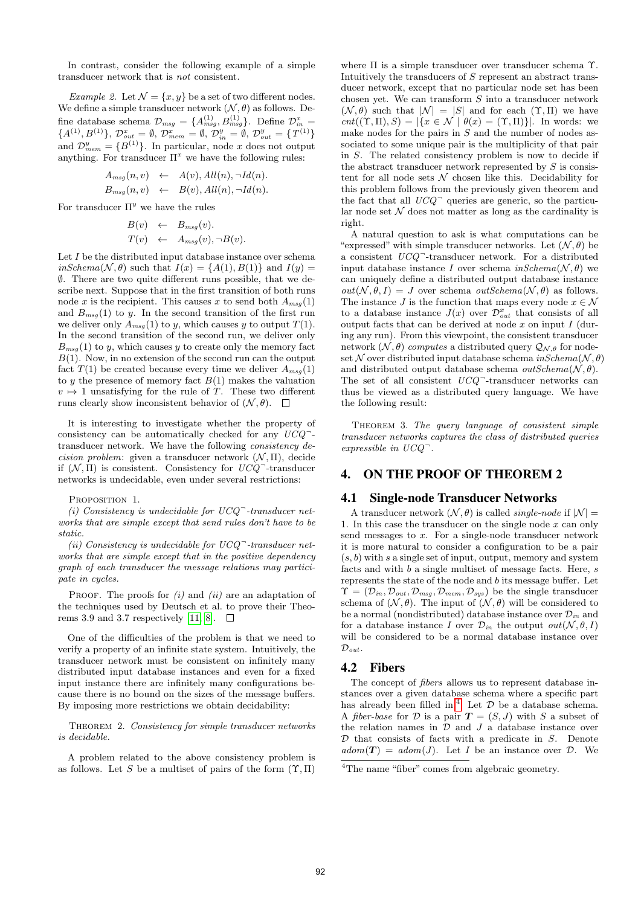In contrast, consider the following example of a simple transducer network that is *not* consistent.

*Example 2.* Let $\mathcal{N} = \{x, y\}$ be a set of two different nodes. We define a simple transducer network $(\mathcal{N}, \theta)$ as follows. Define database schema $\mathcal{D}_{msg} = \{A^{(1)}_{msg}, B^{(1)}_{msg}\}$. Define $\mathcal{D}^x_{in} = \{A^{(1)}, B^{(1)}\}$, $\mathcal{D}^x_{out} = \emptyset$, $\mathcal{D}^x_{mem} = \emptyset$, $\mathcal{D}^y_{in} = \emptyset$, $\mathcal{D}^y_{out} = \{T^{(1)}\}$ and $\mathcal{D}^y_{mem} = \{B^{(1)}\}$. In particular, node $x$ does not output anything. For transducer $\Pi^x$ we have the following rules:

$$A_{msg}(n, v) \leftarrow A(v), All(n), \neg Id(n).$$
$$B_{msg}(n, v) \leftarrow B(v), All(n), \neg Id(n).$$

For transducer $\Pi^y$ we have the rules

$$B(v) \leftarrow B_{msg}(v).$$
$$T(v) \leftarrow A_{msg}(v), \neg B(v).$$

Let $I$ be the distributed input database instance over schema $inSchema(\mathcal{N}, \theta)$ such that $I(x) = \{A(1), B(1)\}$ and $I(y) = \emptyset$. There are two quite different runs possible, that we describe next. Suppose that in the first transition of both runs node $x$ is the recipient. This causes $x$ to send both $A_{msg}(1)$ and $B_{msg}(1)$ to $y$. In the second transition of the first run we deliver only $A_{msg}(1)$ to $y$, which causes $y$ to output $T(1)$. In the second transition of the second run, we deliver only $B_{msg}(1)$ to $y$, which causes $y$ to create only the memory fact $B(1)$. Now, in no extension of the second run can the output fact $T(1)$ be created because every time we deliver $A_{msg}(1)$ to $y$ the presence of memory fact $B(1)$ makes the valuation $v \mapsto 1$ unsatisfying for the rule of $T$. These two different runs clearly show inconsistent behavior of $(\mathcal{N}, \theta)$. □

It is interesting to investigate whether the property of consistency can be automatically checked for any $UCQ^{\neg}$-transducer network. We have the following *consistency decision problem*: given a transducer network $(\mathcal{N}, \Pi)$, decide if $(\mathcal{N}, \Pi)$ is consistent. Consistency for $UCQ^{\neg}$-transducer networks is undecidable, even under several restrictions:

PROPOSITION 1.

*(i) Consistency is undecidable for $UCQ^{\neg}$-transducer networks that are simple except that send rules don't have to be static.*

*(ii) Consistency is undecidable for $UCQ^{\neg}$-transducer networks that are simple except that in the positive dependency graph of each transducer the message relations may participate in cycles.*

PROOF. The proofs for *(i)* and *(ii)* are an adaptation of the techniques used by Deutsch et al. to prove their Theorems 3.9 and 3.7 respectively [11, 8]. □

One of the difficulties of the problem is that we need to verify a property of an infinite state system. Intuitively, the transducer network must be consistent on infinitely many distributed input database instances and even for a fixed input instance there are infinitely many configurations because there is no bound on the sizes of the message buffers. By imposing more restrictions we obtain decidability:

THEOREM 2. *Consistency for simple transducer networks is decidable.*

A problem related to the above consistency problem is as follows. Let $S$ be a multiset of pairs of the form $(\Upsilon, \Pi)$ where $\Pi$ is a simple transducer over transducer schema $\Upsilon$. Intuitively the transducers of $S$ represent an abstract transducer network, except that no particular node set has been chosen yet. We can transform $S$ into a transducer network $(\mathcal{N}, \theta)$ such that $|\mathcal{N}| = |S|$ and for each $(\Upsilon, \Pi)$ we have $cnt((\Upsilon, \Pi), S) = |\{x \in \mathcal{N} \mid \theta(x) = (\Upsilon, \Pi)\}|$. In words: we make nodes for the pairs in $S$ and the number of nodes associated to some unique pair is the multiplicity of that pair in $S$. The related consistency problem is now to decide if the abstract transducer network represented by $S$ is consistent for all node sets $\mathcal{N}$ chosen like this. Decidability for this problem follows from the previously given theorem and the fact that all $UCQ^{\neg}$ queries are generic, so the particular node set $\mathcal{N}$ does not matter as long as the cardinality is right.

A natural question to ask is what computations can be "expressed" with simple transducer networks. Let $(\mathcal{N}, \theta)$ be a consistent $UCQ^{\neg}$-transducer network. For a distributed input database instance $I$ over schema $inSchema(\mathcal{N}, \theta)$ we can uniquely define a distributed output database instance $out(\mathcal{N}, \theta, I) = J$ over schema $outSchema(\mathcal{N}, \theta)$ as follows. The instance $J$ is the function that maps every node $x \in \mathcal{N}$ to a database instance $J(x)$ over $\mathcal{D}^x_{out}$ that consists of all output facts that can be derived at node $x$ on input $I$ (during any run). From this viewpoint, the consistent transducer network $(\mathcal{N}, \theta)$ *computes* a distributed query $\mathcal{Q}_{\mathcal{N},\theta}$ for node-set $\mathcal{N}$ over distributed input database schema $inSchema(\mathcal{N}, \theta)$ and distributed output database schema $outSchema(\mathcal{N}, \theta)$. The set of all consistent $UCQ^{\neg}$-transducer networks can thus be viewed as a distributed query language. We have the following result:

THEOREM 3. *The query language of consistent simple transducer networks captures the class of distributed queries expressible in $UCQ^{\neg}$.*

## 4. ON THE PROOF OF THEOREM 2

### 4.1 Single-node Transducer Networks

A transducer network $(\mathcal{N}, \theta)$ is called *single-node* if $|\mathcal{N}| = 1$. In this case the transducer on the single node $x$ can only send messages to $x$. For a single-node transducer network it is more natural to consider a configuration to be a pair $(s, b)$ with $s$ a single set of input, output, memory and system facts and with $b$ a single multiset of message facts. Here, $s$ represents the state of the node and $b$ its message buffer. Let $\Upsilon = (\mathcal{D}_{in}, \mathcal{D}_{out}, \mathcal{D}_{msg}, \mathcal{D}_{mem}, \mathcal{D}_{sys})$ be the single transducer schema of $(\mathcal{N}, \theta)$. The input of $(\mathcal{N}, \theta)$ will be considered to be a normal (nondistributed) database instance over $\mathcal{D}_{in}$ and for a database instance $I$ over $\mathcal{D}_{in}$ the output $out(\mathcal{N}, \theta, I)$ will be considered to be a normal database instance over $\mathcal{D}_{out}$.

### 4.2 Fibers

The concept of *fibers* allows us to represent database instances over a given database schema where a specific part has already been filled in.[4] Let $\mathcal{D}$ be a database schema. A *fiber-base* for $\mathcal{D}$ is a pair $\boldsymbol{T} = (S, J)$ with $S$ a subset of the relation names in $\mathcal{D}$ and $J$ a database instance over $\mathcal{D}$ that consists of facts with a predicate in $S$. Denote $adom(\boldsymbol{T}) = adom(J)$. Let $I$ be an instance over $\mathcal{D}$. We

[4] The name "fiber" comes from algebraic geometry.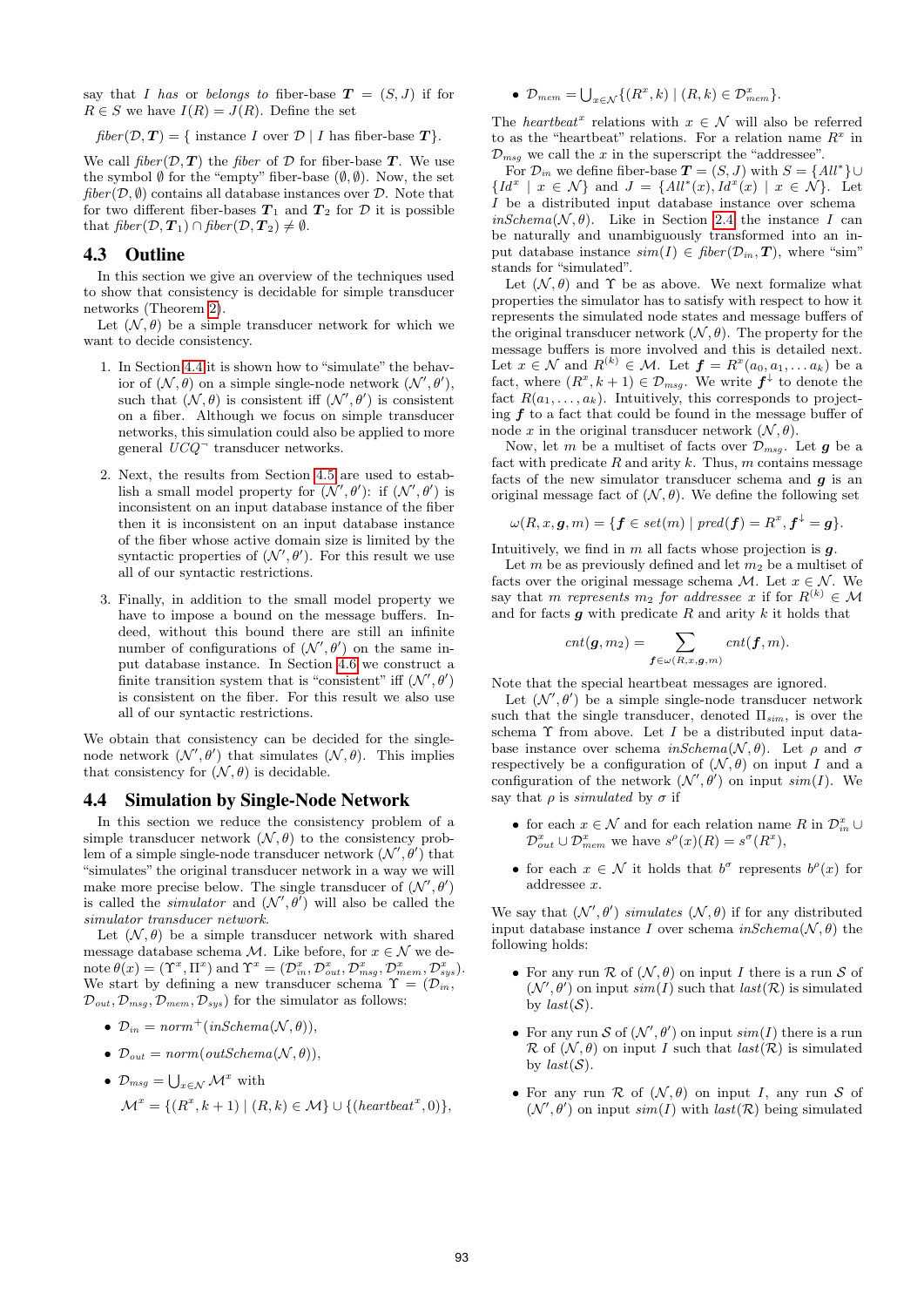say that $I$ *has* or *belongs to* fiber-base $\boldsymbol{T} = (S, J)$ if for $R \in S$ we have $I(R) = J(R)$. Define the set

$$\mathit{fiber}(\mathcal{D}, \boldsymbol{T}) = \{ \text{ instance } I \text{ over } \mathcal{D} \mid I \text{ has fiber-base } \boldsymbol{T}\}.$$

We call $\mathit{fiber}(\mathcal{D}, \boldsymbol{T})$ the *fiber* of $\mathcal{D}$ for fiber-base $\boldsymbol{T}$. We use the symbol $\emptyset$ for the "empty" fiber-base $(\emptyset, \emptyset)$. Now, the set $\mathit{fiber}(\mathcal{D}, \emptyset)$ contains all database instances over $\mathcal{D}$. Note that for two different fiber-bases $\boldsymbol{T}_1$ and $\boldsymbol{T}_2$ for $\mathcal{D}$ it is possible that $\mathit{fiber}(\mathcal{D}, \boldsymbol{T}_1) \cap \mathit{fiber}(\mathcal{D}, \boldsymbol{T}_2) \neq \emptyset$.

## 4.3 Outline

In this section we give an overview of the techniques used to show that consistency is decidable for simple transducer networks (Theorem 2).

Let $(\mathcal{N}, \theta)$ be a simple transducer network for which we want to decide consistency.

1. In Section 4.4 it is shown how to "simulate" the behavior of $(\mathcal{N}, \theta)$ on a simple single-node network $(\mathcal{N}', \theta')$, such that $(\mathcal{N}, \theta)$ is consistent iff $(\mathcal{N}', \theta')$ is consistent on a fiber. Although we focus on simple transducer networks, this simulation could also be applied to more general $UCQ^{\neg}$ transducer networks.

2. Next, the results from Section 4.5 are used to establish a small model property for $(\mathcal{N}', \theta')$: if $(\mathcal{N}', \theta')$ is inconsistent on an input database instance of the fiber then it is inconsistent on an input database instance of the fiber whose active domain size is limited by the syntactic properties of $(\mathcal{N}', \theta')$. For this result we use all of our syntactic restrictions.

3. Finally, in addition to the small model property we have to impose a bound on the message buffers. Indeed, without this bound there are still an infinite number of configurations of $(\mathcal{N}', \theta')$ on the same input database instance. In Section 4.6 we construct a finite transition system that is "consistent" iff $(\mathcal{N}', \theta')$ is consistent on the fiber. For this result we also use all of our syntactic restrictions.

We obtain that consistency can be decided for the single-node network $(\mathcal{N}', \theta')$ that simulates $(\mathcal{N}, \theta)$. This implies that consistency for $(\mathcal{N}, \theta)$ is decidable.

## 4.4 Simulation by Single-Node Network

In this section we reduce the consistency problem of a simple transducer network $(\mathcal{N}, \theta)$ to the consistency problem of a simple single-node transducer network $(\mathcal{N}', \theta')$ that "simulates" the original transducer network in a way we will make more precise below. The single transducer of $(\mathcal{N}', \theta')$ is called the *simulator* and $(\mathcal{N}', \theta')$ will also be called the *simulator transducer network*.

Let $(\mathcal{N}, \theta)$ be a simple transducer network with shared message database schema $\mathcal{M}$. Like before, for $x \in \mathcal{N}$ we denote $\theta(x) = (\Upsilon^x, \Pi^x)$ and $\Upsilon^x = (\mathcal{D}^x_{in}, \mathcal{D}^x_{out}, \mathcal{D}^x_{msg}, \mathcal{D}^x_{mem}, \mathcal{D}^x_{sys})$. We start by defining a new transducer schema $\Upsilon = (\mathcal{D}_{in}, \mathcal{D}_{out}, \mathcal{D}_{msg}, \mathcal{D}_{mem}, \mathcal{D}_{sys})$ for the simulator as follows:

- $\mathcal{D}_{in} = \mathit{norm}^+(\mathit{inSchema}(\mathcal{N}, \theta))$,
- $\mathcal{D}_{out} = \mathit{norm}(\mathit{outSchema}(\mathcal{N}, \theta))$,
- $\mathcal{D}_{msg} = \bigcup_{x \in \mathcal{N}} \mathcal{M}^x$ with
  $\mathcal{M}^x = \{(R^x, k+1) \mid (R, k) \in \mathcal{M}\} \cup \{(\mathit{heartbeat}^x, 0)\}$,
- $\mathcal{D}_{mem} = \bigcup_{x \in \mathcal{N}} \{(R^x, k) \mid (R, k) \in \mathcal{D}^x_{mem}\}$.

The *heartbeat*$^x$ relations with $x \in \mathcal{N}$ will also be referred to as the "heartbeat" relations. For a relation name $R^x$ in $\mathcal{D}_{msg}$ we call the $x$ in the superscript the "addressee".

For $\mathcal{D}_{in}$ we define fiber-base $\boldsymbol{T} = (S, J)$ with $S = \{All^*\} \cup \{Id^x \mid x \in \mathcal{N}\}$ and $J = \{All^*(x), Id^x(x) \mid x \in \mathcal{N}\}$. Let $I$ be a distributed input database instance over schema $\mathit{inSchema}(\mathcal{N}, \theta)$. Like in Section 2.4 the instance $I$ can be naturally and unambiguously transformed into an input database instance $\mathit{sim}(I) \in \mathit{fiber}(\mathcal{D}_{in}, \boldsymbol{T})$, where "sim" stands for "simulated".

Let $(\mathcal{N}, \theta)$ and $\Upsilon$ be as above. We next formalize what properties the simulator has to satisfy with respect to how it represents the simulated node states and message buffers of the original transducer network $(\mathcal{N}, \theta)$. The property for the message buffers is more involved and this is detailed next. Let $x \in \mathcal{N}$ and $R^{(k)} \in \mathcal{M}$. Let $\boldsymbol{f} = R^x(a_0, a_1, \ldots a_k)$ be a fact, where $(R^x, k+1) \in \mathcal{D}_{msg}$. We write $\boldsymbol{f}^{\downarrow}$ to denote the fact $R(a_1, \ldots, a_k)$. Intuitively, this corresponds to projecting $\boldsymbol{f}$ to a fact that could be found in the message buffer of node $x$ in the original transducer network $(\mathcal{N}, \theta)$.

Now, let $m$ be a multiset of facts over $\mathcal{D}_{msg}$. Let $\boldsymbol{g}$ be a fact with predicate $R$ and arity $k$. Thus, $m$ contains message facts of the new simulator transducer schema and $\boldsymbol{g}$ is an original message fact of $(\mathcal{N}, \theta)$. We define the following set

$$\omega(R, x, \boldsymbol{g}, m) = \{\boldsymbol{f} \in \mathit{set}(m) \mid \mathit{pred}(\boldsymbol{f}) = R^x, \boldsymbol{f}^{\downarrow} = \boldsymbol{g}\}.$$

Intuitively, we find in $m$ all facts whose projection is $\boldsymbol{g}$.

Let $m$ be as previously defined and let $m_2$ be a multiset of facts over the original message schema $\mathcal{M}$. Let $x \in \mathcal{N}$. We say that $m$ *represents* $m_2$ *for addressee* $x$ if for $R^{(k)} \in \mathcal{M}$ and for facts $\boldsymbol{g}$ with predicate $R$ and arity $k$ it holds that

$$\mathit{cnt}(\boldsymbol{g}, m_2) = \sum_{\boldsymbol{f} \in \omega(R, x, \boldsymbol{g}, m)} \mathit{cnt}(\boldsymbol{f}, m).$$

Note that the special heartbeat messages are ignored.

Let $(\mathcal{N}', \theta')$ be a simple single-node transducer network such that the single transducer, denoted $\Pi_{sim}$, is over the schema $\Upsilon$ from above. Let $I$ be a distributed input database instance over schema $\mathit{inSchema}(\mathcal{N}, \theta)$. Let $\rho$ and $\sigma$ respectively be a configuration of $(\mathcal{N}, \theta)$ on input $I$ and a configuration of the network $(\mathcal{N}', \theta')$ on input $\mathit{sim}(I)$. We say that $\rho$ is *simulated* by $\sigma$ if

- for each $x \in \mathcal{N}$ and for each relation name $R$ in $\mathcal{D}^x_{in} \cup \mathcal{D}^x_{out} \cup \mathcal{D}^x_{mem}$ we have $s^{\rho}(x)(R) = s^{\sigma}(R^x)$,
- for each $x \in \mathcal{N}$ it holds that $b^{\sigma}$ represents $b^{\rho}(x)$ for addressee $x$.

We say that $(\mathcal{N}', \theta')$ *simulates* $(\mathcal{N}, \theta)$ if for any distributed input database instance $I$ over schema $\mathit{inSchema}(\mathcal{N}, \theta)$ the following holds:

- For any run $\mathcal{R}$ of $(\mathcal{N}, \theta)$ on input $I$ there is a run $\mathcal{S}$ of $(\mathcal{N}', \theta')$ on input $\mathit{sim}(I)$ such that $\mathit{last}(\mathcal{R})$ is simulated by $\mathit{last}(\mathcal{S})$.
- For any run $\mathcal{S}$ of $(\mathcal{N}', \theta')$ on input $\mathit{sim}(I)$ there is a run $\mathcal{R}$ of $(\mathcal{N}, \theta)$ on input $I$ such that $\mathit{last}(\mathcal{R})$ is simulated by $\mathit{last}(\mathcal{S})$.
- For any run $\mathcal{R}$ of $(\mathcal{N}, \theta)$ on input $I$, any run $\mathcal{S}$ of $(\mathcal{N}', \theta')$ on input $\mathit{sim}(I)$ with $\mathit{last}(\mathcal{R})$ being simulated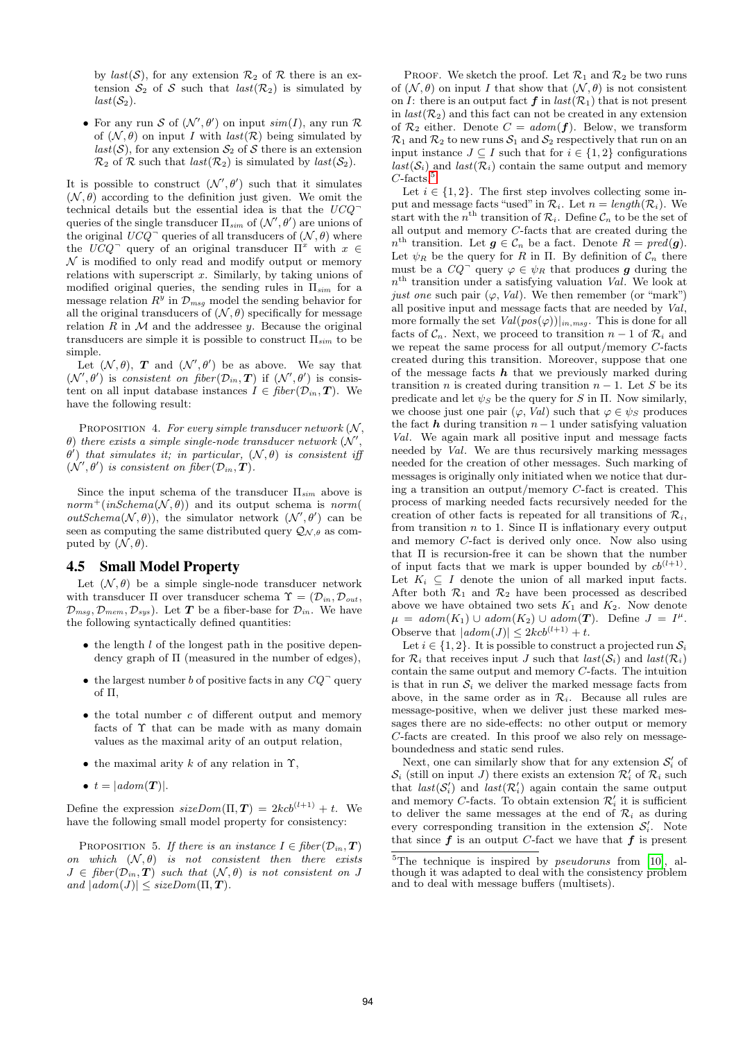by $last(\mathcal{S})$, for any extension $\mathcal{R}_2$ of $\mathcal{R}$ there is an extension $\mathcal{S}_2$ of $\mathcal{S}$ such that $last(\mathcal{R}_2)$ is simulated by $last(\mathcal{S}_2)$.

- For any run $\mathcal{S}$ of $(\mathcal{N}', \theta')$ on input $sim(I)$, any run $\mathcal{R}$ of $(\mathcal{N}, \theta)$ on input $I$ with $last(\mathcal{R})$ being simulated by $last(\mathcal{S})$, for any extension $\mathcal{S}_2$ of $\mathcal{S}$ there is an extension $\mathcal{R}_2$ of $\mathcal{R}$ such that $last(\mathcal{R}_2)$ is simulated by $last(\mathcal{S}_2)$.

It is possible to construct $(\mathcal{N}', \theta')$ such that it simulates $(\mathcal{N}, \theta)$ according to the definition just given. We omit the technical details but the essential idea is that the $UCQ^{\neg}$ queries of the single transducer $\Pi_{sim}$ of $(\mathcal{N}', \theta')$ are unions of the original $UCQ^{\neg}$ queries of all transducers of $(\mathcal{N}, \theta)$ where the $UCQ^{\neg}$ query of an original transducer $\Pi^x$ with $x \in \mathcal{N}$ is modified to only read and modify output or memory relations with superscript $x$. Similarly, by taking unions of modified original queries, the sending rules in $\Pi_{sim}$ for a message relation $R^y$ in $\mathcal{D}_{msg}$ model the sending behavior for all the original transducers of $(\mathcal{N}, \theta)$ specifically for message relation $R$ in $\mathcal{M}$ and the addressee $y$. Because the original transducers are simple it is possible to construct $\Pi_{sim}$ to be simple.

Let $(\mathcal{N}, \theta)$, $\boldsymbol{T}$ and $(\mathcal{N}', \theta')$ be as above. We say that $(\mathcal{N}', \theta')$ is *consistent on fiber*$(\mathcal{D}_{in}, \boldsymbol{T})$ if $(\mathcal{N}', \theta')$ is consistent on all input database instances $I \in fiber(\mathcal{D}_{in}, \boldsymbol{T})$. We have the following result:

PROPOSITION 4. *For every simple transducer network $(\mathcal{N}, \theta)$ there exists a simple single-node transducer network $(\mathcal{N}', \theta')$ that simulates it; in particular, $(\mathcal{N}, \theta)$ is consistent iff $(\mathcal{N}', \theta')$ is consistent on fiber$(\mathcal{D}_{in}, \boldsymbol{T})$.*

Since the input schema of the transducer $\Pi_{sim}$ above is $norm^{+}(inSchema(\mathcal{N}, \theta))$ and its output schema is $norm(outSchema(\mathcal{N}, \theta))$, the simulator network $(\mathcal{N}', \theta')$ can be seen as computing the same distributed query $\mathcal{Q}_{\mathcal{N},\theta}$ as computed by $(\mathcal{N}, \theta)$.

## 4.5 Small Model Property

Let $(\mathcal{N}, \theta)$ be a simple single-node transducer network with transducer $\Pi$ over transducer schema $\Upsilon = (\mathcal{D}_{in}, \mathcal{D}_{out}, \mathcal{D}_{msg}, \mathcal{D}_{mem}, \mathcal{D}_{sys})$. Let $\boldsymbol{T}$ be a fiber-base for $\mathcal{D}_{in}$. We have the following syntactically defined quantities:

- the length $l$ of the longest path in the positive dependency graph of $\Pi$ (measured in the number of edges),
- the largest number $b$ of positive facts in any $CQ^{\neg}$ query of $\Pi$,
- the total number $c$ of different output and memory facts of $\Upsilon$ that can be made with as many domain values as the maximal arity of an output relation,
- the maximal arity $k$ of any relation in $\Upsilon$,
- $t = |adom(\boldsymbol{T})|$.

Define the expression $sizeDom(\Pi, \boldsymbol{T}) = 2kcb^{(l+1)} + t$. We have the following small model property for consistency:

PROPOSITION 5. *If there is an instance $I \in fiber(\mathcal{D}_{in}, \boldsymbol{T})$ on which $(\mathcal{N}, \theta)$ is not consistent then there exists $J \in fiber(\mathcal{D}_{in}, \boldsymbol{T})$ such that $(\mathcal{N}, \theta)$ is not consistent on $J$ and $|adom(J)| \leq sizeDom(\Pi, \boldsymbol{T})$.*

PROOF. We sketch the proof. Let $\mathcal{R}_1$ and $\mathcal{R}_2$ be two runs of $(\mathcal{N}, \theta)$ on input $I$ that show that $(\mathcal{N}, \theta)$ is not consistent on $I$: there is an output fact $\boldsymbol{f}$ in $last(\mathcal{R}_1)$ that is not present in $last(\mathcal{R}_2)$ and this fact can not be created in any extension of $\mathcal{R}_2$ either. Denote $C = adom(\boldsymbol{f})$. Below, we transform $\mathcal{R}_1$ and $\mathcal{R}_2$ to new runs $\mathcal{S}_1$ and $\mathcal{S}_2$ respectively that run on an input instance $J \subseteq I$ such that for $i \in \{1, 2\}$ configurations $last(\mathcal{S}_i)$ and $last(\mathcal{R}_i)$ contain the same output and memory $C$-facts.[5]

Let $i \in \{1, 2\}$. The first step involves collecting some input and message facts "used" in $\mathcal{R}_i$. Let $n = length(\mathcal{R}_i)$. We start with the $n^{\text{th}}$ transition of $\mathcal{R}_i$. Define $\mathcal{C}_n$ to be the set of all output and memory $C$-facts that are created during the $n^{\text{th}}$ transition. Let $\boldsymbol{g} \in \mathcal{C}_n$ be a fact. Denote $R = pred(\boldsymbol{g})$. Let $\psi_R$ be the query for $R$ in $\Pi$. By definition of $\mathcal{C}_n$ there must be a $CQ^{\neg}$ query $\varphi \in \psi_R$ that produces $\boldsymbol{g}$ during the $n^{\text{th}}$ transition under a satisfying valuation $Val$. We look at *just one* such pair $(\varphi, Val)$. We then remember (or "mark") all positive input and message facts that are needed by $Val$, more formally the set $Val(pos(\varphi))|_{in,msg}$. This is done for all facts of $\mathcal{C}_n$. Next, we proceed to transition $n-1$ of $\mathcal{R}_i$ and we repeat the same process for all output/memory $C$-facts created during this transition. Moreover, suppose that one of the message facts $\boldsymbol{h}$ that we previously marked during transition $n$ is created during transition $n-1$. Let $S$ be its predicate and let $\psi_S$ be the query for $S$ in $\Pi$. Now similarly, we choose just one pair $(\varphi, Val)$ such that $\varphi \in \psi_S$ produces the fact $\boldsymbol{h}$ during transition $n-1$ under satisfying valuation $Val$. We again mark all positive input and message facts needed by $Val$. We are thus recursively marking messages needed for the creation of other messages. Such marking of messages is originally only initiated when we notice that during a transition an output/memory $C$-fact is created. This process of marking needed facts recursively needed for the creation of other facts is repeated for all transitions of $\mathcal{R}_i$, from transition $n$ to 1. Since $\Pi$ is inflationary every output and memory $C$-fact is derived only once. Now also using that $\Pi$ is recursion-free it can be shown that the number of input facts that we mark is upper bounded by $cb^{(l+1)}$. Let $K_i \subseteq I$ denote the union of all marked input facts. After both $\mathcal{R}_1$ and $\mathcal{R}_2$ have been processed as described above we have obtained two sets $K_1$ and $K_2$. Now denote $\mu = adom(K_1) \cup adom(K_2) \cup adom(\boldsymbol{T})$. Define $J = I^{\mu}$. Observe that $|adom(J)| \leq 2kcb^{(l+1)} + t$.

Let $i \in \{1, 2\}$. It is possible to construct a projected run $\mathcal{S}_i$ for $\mathcal{R}_i$ that receives input $J$ such that $last(\mathcal{S}_i)$ and $last(\mathcal{R}_i)$ contain the same output and memory $C$-facts. The intuition is that in run $\mathcal{S}_i$ we deliver the marked message facts from above, in the same order as in $\mathcal{R}_i$. Because all rules are message-positive, when we deliver just these marked messages there are no side-effects: no other output or memory $C$-facts are created. In this proof we also rely on message-boundedness and static send rules.

Next, one can similarly show that for any extension $\mathcal{S}'_i$ of $\mathcal{S}_i$ (still on input $J$) there exists an extension $\mathcal{R}'_i$ of $\mathcal{R}_i$ such that $last(\mathcal{S}'_i)$ and $last(\mathcal{R}'_i)$ again contain the same output and memory $C$-facts. To obtain extension $\mathcal{R}'_i$ it is sufficient to deliver the same messages at the end of $\mathcal{R}_i$ as during every corresponding transition in the extension $\mathcal{S}'_i$. Note that since $\boldsymbol{f}$ is an output $C$-fact we have that $\boldsymbol{f}$ is present

[5] The technique is inspired by *pseudoruns* from [10], although it was adapted to deal with the consistency problem and to deal with message buffers (multisets).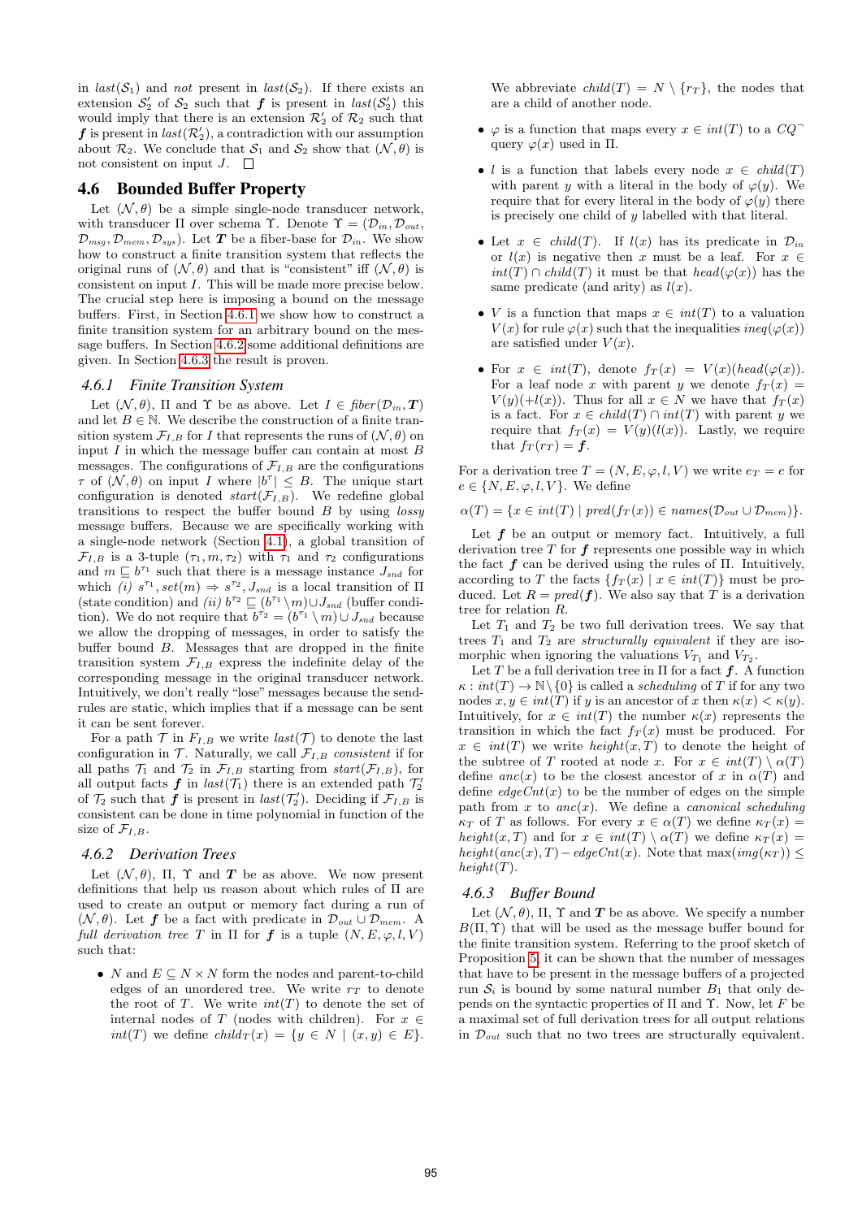in $last(\mathcal{S}_1)$ and *not* present in $last(\mathcal{S}_2)$. If there exists an extension $\mathcal{S}_2'$ of $\mathcal{S}_2$ such that $\boldsymbol{f}$ is present in $last(\mathcal{S}_2')$ this would imply that there is an extension $\mathcal{R}_2'$ of $\mathcal{R}_2$ such that $\boldsymbol{f}$ is present in $last(\mathcal{R}_2')$, a contradiction with our assumption about $\mathcal{R}_2$. We conclude that $\mathcal{S}_1$ and $\mathcal{S}_2$ show that $(\mathcal{N}, \theta)$ is not consistent on input $J$. □

## 4.6 Bounded Buffer Property

Let $(\mathcal{N}, \theta)$ be a simple single-node transducer network, with transducer $\Pi$ over schema $\Upsilon$. Denote $\Upsilon = (\mathcal{D}_{in}, \mathcal{D}_{out}, \mathcal{D}_{msg}, \mathcal{D}_{mem}, \mathcal{D}_{sys})$. Let $\boldsymbol{T}$ be a fiber-base for $\mathcal{D}_{in}$. We show how to construct a finite transition system that reflects the original runs of $(\mathcal{N}, \theta)$ and that is "consistent" iff $(\mathcal{N}, \theta)$ is consistent on input $I$. This will be made more precise below. The crucial step here is imposing a bound on the message buffers. First, in Section 4.6.1 we show how to construct a finite transition system for an arbitrary bound on the message buffers. In Section 4.6.2 some additional definitions are given. In Section 4.6.3 the result is proven.

### 4.6.1 Finite Transition System

Let $(\mathcal{N}, \theta)$, $\Pi$ and $\Upsilon$ be as above. Let $I \in fiber(\mathcal{D}_{in}, \boldsymbol{T})$ and let $B \in \mathbb{N}$. We describe the construction of a finite transition system $\mathcal{F}_{I,B}$ for $I$ that represents the runs of $(\mathcal{N}, \theta)$ on input $I$ in which the message buffer can contain at most $B$ messages. The configurations of $\mathcal{F}_{I,B}$ are the configurations $\tau$ of $(\mathcal{N}, \theta)$ on input $I$ where $|b^\tau| \leq B$. The unique start configuration is denoted $start(\mathcal{F}_{I,B})$. We redefine global transitions to respect the buffer bound $B$ by using *lossy* message buffers. Because we are specifically working with a single-node network (Section 4.1), a global transition of $\mathcal{F}_{I,B}$ is a 3-tuple $(\tau_1, m, \tau_2)$ with $\tau_1$ and $\tau_2$ configurations and $m \sqsubseteq b^{\tau_1}$ such that there is a message instance $J_{snd}$ for which *(i)* $s^{\tau_1}, set(m) \Rightarrow s^{\tau_2}, J_{snd}$ is a local transition of $\Pi$ (state condition) and *(ii)* $b^{\tau_2} \sqsubseteq (b^{\tau_1} \setminus m) \cup J_{snd}$ (buffer condition). We do not require that $b^{\tau_2} = (b^{\tau_1} \setminus m) \cup J_{snd}$ because we allow the dropping of messages, in order to satisfy the buffer bound $B$. Messages that are dropped in the finite transition system $\mathcal{F}_{I,B}$ express the indefinite delay of the corresponding message in the original transducer network. Intuitively, we don't really "lose" messages because the send-rules are static, which implies that if a message can be sent it can be sent forever.

For a path $\mathcal{T}$ in $F_{I,B}$ we write $last(\mathcal{T})$ to denote the last configuration in $\mathcal{T}$. Naturally, we call $\mathcal{F}_{I,B}$ *consistent* if for all paths $\mathcal{T}_1$ and $\mathcal{T}_2$ in $\mathcal{F}_{I,B}$ starting from $start(\mathcal{F}_{I,B})$, for all output facts $\boldsymbol{f}$ in $last(\mathcal{T}_1)$ there is an extended path $\mathcal{T}_2'$ of $\mathcal{T}_2$ such that $\boldsymbol{f}$ is present in $last(\mathcal{T}_2')$. Deciding if $\mathcal{F}_{I,B}$ is consistent can be done in time polynomial in function of the size of $\mathcal{F}_{I,B}$.

### 4.6.2 Derivation Trees

Let $(\mathcal{N}, \theta)$, $\Pi$, $\Upsilon$ and $\boldsymbol{T}$ be as above. We now present definitions that help us reason about which rules of $\Pi$ are used to create an output or memory fact during a run of $(\mathcal{N}, \theta)$. Let $\boldsymbol{f}$ be a fact with predicate in $\mathcal{D}_{out} \cup \mathcal{D}_{mem}$. A *full derivation tree* $T$ in $\Pi$ for $\boldsymbol{f}$ is a tuple $(N, E, \varphi, l, V)$ such that:

- $N$ and $E \subseteq N \times N$ form the nodes and parent-to-child edges of an unordered tree. We write $r_T$ to denote the root of $T$. We write $int(T)$ to denote the set of internal nodes of $T$ (nodes with children). For $x \in int(T)$ we define $child_T(x) = \{y \in N \mid (x, y) \in E\}$.

We abbreviate $child(T) = N \setminus \{r_T\}$, the nodes that are a child of another node.

- $\varphi$ is a function that maps every $x \in int(T)$ to a $CQ^\neg$ query $\varphi(x)$ used in $\Pi$.
- $l$ is a function that labels every node $x \in child(T)$ with parent $y$ with a literal in the body of $\varphi(y)$. We require that for every literal in the body of $\varphi(y)$ there is precisely one child of $y$ labelled with that literal.
- Let $x \in child(T)$. If $l(x)$ has its predicate in $\mathcal{D}_{in}$ or $l(x)$ is negative then $x$ must be a leaf. For $x \in int(T) \cap child(T)$ it must be that $head(\varphi(x))$ has the same predicate (and arity) as $l(x)$.
- $V$ is a function that maps $x \in int(T)$ to a valuation $V(x)$ for rule $\varphi(x)$ such that the inequalities $ineq(\varphi(x))$ are satisfied under $V(x)$.
- For $x \in int(T)$, denote $f_T(x) = V(x)(head(\varphi(x)))$. For a leaf node $x$ with parent $y$ we denote $f_T(x) = V(y)(+l(x))$. Thus for all $x \in N$ we have that $f_T(x)$ is a fact. For $x \in child(T) \cap int(T)$ with parent $y$ we require that $f_T(x) = V(y)(l(x))$. Lastly, we require that $f_T(r_T) = \boldsymbol{f}$.

For a derivation tree $T = (N, E, \varphi, l, V)$ we write $e_T = e$ for $e \in \{N, E, \varphi, l, V\}$. We define

$$\alpha(T) = \{x \in int(T) \mid pred(f_T(x)) \in names(\mathcal{D}_{out} \cup \mathcal{D}_{mem})\}.$$

Let $\boldsymbol{f}$ be an output or memory fact. Intuitively, a full derivation tree $T$ for $\boldsymbol{f}$ represents one possible way in which the fact $\boldsymbol{f}$ can be derived using the rules of $\Pi$. Intuitively, according to $T$ the facts $\{f_T(x) \mid x \in int(T)\}$ must be produced. Let $R = pred(\boldsymbol{f})$. We also say that $T$ is a derivation tree for relation $R$.

Let $T_1$ and $T_2$ be two full derivation trees. We say that trees $T_1$ and $T_2$ are *structurally equivalent* if they are isomorphic when ignoring the valuations $V_{T_1}$ and $V_{T_2}$.

Let $T$ be a full derivation tree in $\Pi$ for a fact $\boldsymbol{f}$. A function $\kappa : int(T) \to \mathbb{N} \setminus \{0\}$ is called a *scheduling* of $T$ if for any two nodes $x, y \in int(T)$ if $y$ is an ancestor of $x$ then $\kappa(x) < \kappa(y)$. Intuitively, for $x \in int(T)$ the number $\kappa(x)$ represents the transition in which the fact $f_T(x)$ must be produced. For $x \in int(T)$ we write $height(x, T)$ to denote the height of the subtree of $T$ rooted at node $x$. For $x \in int(T) \setminus \alpha(T)$ define $anc(x)$ to be the closest ancestor of $x$ in $\alpha(T)$ and define $edgeCnt(x)$ to be the number of edges on the simple path from $x$ to $anc(x)$. We define a *canonical scheduling* $\kappa_T$ of $T$ as follows. For every $x \in \alpha(T)$ we define $\kappa_T(x) = height(x, T)$ and for $x \in int(T) \setminus \alpha(T)$ we define $\kappa_T(x) = height(anc(x), T) - edgeCnt(x)$. Note that $\max(img(\kappa_T)) \leq height(T)$.

### 4.6.3 Buffer Bound

Let $(\mathcal{N}, \theta)$, $\Pi$, $\Upsilon$ and $\boldsymbol{T}$ be as above. We specify a number $B(\Pi, \Upsilon)$ that will be used as the message buffer bound for the finite transition system. Referring to the proof sketch of Proposition 5, it can be shown that the number of messages that have to be present in the message buffers of a projected run $\mathcal{S}_i$ is bound by some natural number $B_1$ that only depends on the syntactic properties of $\Pi$ and $\Upsilon$. Now, let $F$ be a maximal set of full derivation trees for all output relations in $\mathcal{D}_{out}$ such that no two trees are structurally equivalent.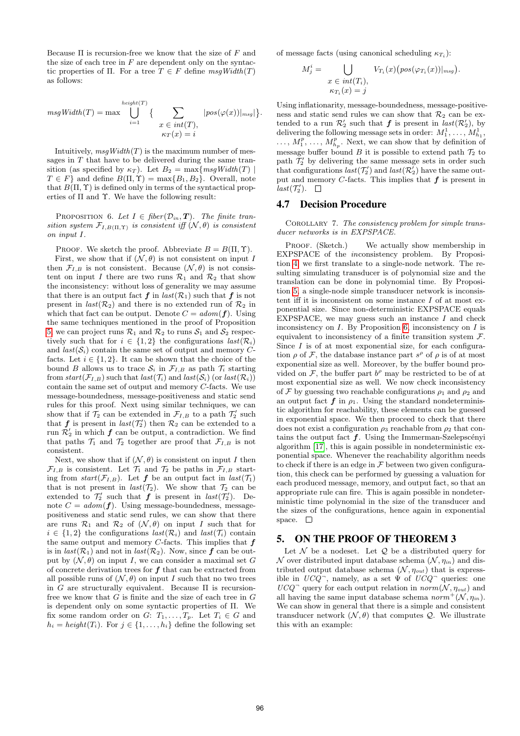Because $\Pi$ is recursion-free we know that the size of $F$ and the size of each tree in $F$ are dependent only on the syntactic properties of $\Pi$. For a tree $T \in F$ define $msgWidth(T)$ as follows:

$$msgWidth(T) = \max \bigcup_{i=1}^{height(T)} \{ \sum_{\substack{x \in int(T), \\ \kappa_T(x) = i}} |pos(\varphi(x))|_{msg}| \}.$$

Intuitively, $msgWidth(T)$ is the maximum number of messages in $T$ that have to be delivered during the same transition (as specified by $\kappa_T$). Let $B_2 = \max\{msgWidth(T) \mid T \in F\}$ and define $B(\Pi, \Upsilon) = \max\{B_1, B_2\}$. Overall, note that $B(\Pi, \Upsilon)$ is defined only in terms of the syntactical properties of $\Pi$ and $\Upsilon$. We have the following result:

Proposition 6. *Let $I \in fiber(\mathcal{D}_{in}, \boldsymbol{T})$. The finite transition system $\mathcal{F}_{I,B(\Pi,\Upsilon)}$ is consistent iff $(\mathcal{N}, \theta)$ is consistent on input $I$.*

Proof. We sketch the proof. Abbreviate $B = B(\Pi, \Upsilon)$.

First, we show that if $(\mathcal{N}, \theta)$ is not consistent on input $I$ then $\mathcal{F}_{I,B}$ is not consistent. Because $(\mathcal{N}, \theta)$ is not consistent on input $I$ there are two runs $\mathcal{R}_1$ and $\mathcal{R}_2$ that show the inconsistency: without loss of generality we may assume that there is an output fact $\boldsymbol{f}$ in $last(\mathcal{R}_1)$ such that $\boldsymbol{f}$ is not present in $last(\mathcal{R}_2)$ and there is no extended run of $\mathcal{R}_2$ in which that fact can be output. Denote $C = adom(\boldsymbol{f})$. Using the same techniques mentioned in the proof of Proposition 5 we can project runs $\mathcal{R}_1$ and $\mathcal{R}_2$ to runs $\mathcal{S}_1$ and $\mathcal{S}_2$ respectively such that for $i \in \{1, 2\}$ the configurations $last(\mathcal{R}_i)$ and $last(\mathcal{S}_i)$ contain the same set of output and memory $C$-facts. Let $i \in \{1, 2\}$. It can be shown that the choice of the bound $B$ allows us to trace $\mathcal{S}_i$ in $\mathcal{F}_{I,B}$ as path $\mathcal{T}_i$ starting from $start(\mathcal{F}_{I,B})$ such that $last(\mathcal{T}_i)$ and $last(\mathcal{S}_i)$ (or $last(\mathcal{R}_i)$) contain the same set of output and memory $C$-facts. We use message-boundedness, message-positiveness and static send rules for this proof. Next using similar techniques, we can show that if $\mathcal{T}_2$ can be extended in $\mathcal{F}_{I,B}$ to a path $\mathcal{T}_2'$ such that $\boldsymbol{f}$ is present in $last(\mathcal{T}_2')$ then $\mathcal{R}_2$ can be extended to a run $\mathcal{R}_2'$ in which $\boldsymbol{f}$ can be output, a contradiction. We find that paths $\mathcal{T}_1$ and $\mathcal{T}_2$ together are proof that $\mathcal{F}_{I,B}$ is not consistent.

Next, we show that if $(\mathcal{N}, \theta)$ is consistent on input $I$ then $\mathcal{F}_{I,B}$ is consistent. Let $\mathcal{T}_1$ and $\mathcal{T}_2$ be paths in $\mathcal{F}_{I,B}$ starting from $start(\mathcal{F}_{I,B})$. Let $\boldsymbol{f}$ be an output fact in $last(\mathcal{T}_1)$ that is not present in $last(\mathcal{T}_2)$. We show that $\mathcal{T}_2$ can be extended to $\mathcal{T}_2'$ such that $\boldsymbol{f}$ is present in $last(\mathcal{T}_2')$. Denote $C = adom(\boldsymbol{f})$. Using message-boundedness, message-positiveness and static send rules, we can show that there are runs $\mathcal{R}_1$ and $\mathcal{R}_2$ of $(\mathcal{N}, \theta)$ on input $I$ such that for $i \in \{1, 2\}$ the configurations $last(\mathcal{R}_i)$ and $last(\mathcal{T}_i)$ contain the same output and memory $C$-facts. This implies that $\boldsymbol{f}$ is in $last(\mathcal{R}_1)$ and not in $last(\mathcal{R}_2)$. Now, since $\boldsymbol{f}$ can be output by $(\mathcal{N}, \theta)$ on input $I$, we can consider a maximal set $G$ of concrete derivation trees for $\boldsymbol{f}$ that can be extracted from all possible runs of $(\mathcal{N}, \theta)$ on input $I$ such that no two trees in $G$ are structurally equivalent. Because $\Pi$ is recursion-free we know that $G$ is finite and the size of each tree in $G$ is dependent only on some syntactic properties of $\Pi$. We fix some random order on $G$: $T_1, \ldots, T_p$. Let $T_i \in G$ and $h_i = height(T_i)$. For $j \in \{1, \ldots, h_i\}$ define the following set of message facts (using canonical scheduling $\kappa_{T_i}$):

$$M_j^i = \bigcup_{\substack{x \in int(T_i), \\ \kappa_{T_i}(x) = j}} V_{T_i}(x)\big(pos(\varphi_{T_i}(x))|_{msg}\big).$$

Using inflationarity, message-boundedness, message-positiveness and static send rules we can show that $\mathcal{R}_2$ can be extended to a run $\mathcal{R}_2'$ such that $\boldsymbol{f}$ is present in $last(\mathcal{R}_2')$, by delivering the following message sets in order: $M_1^1, \ldots, M_{h_1}^1$, $\ldots, M_1^p, \ldots, M_{h_p}^p$. Next, we can show that by definition of message buffer bound $B$ it is possible to extend path $\mathcal{T}_2$ to path $\mathcal{T}_2'$ by delivering the same message sets in order such that configurations $last(\mathcal{T}_2')$ and $last(\mathcal{R}_2')$ have the same output and memory $C$-facts. This implies that $\boldsymbol{f}$ is present in $last(\mathcal{T}_2')$. $\square$

## 4.7 Decision Procedure

Corollary 7. *The consistency problem for simple transducer networks is in EXPSPACE.*

Proof. (Sketch.) We actually show membership in EXPSPACE of the *in*consistency problem. By Proposition 4 we first translate to a single-node network. The resulting simulating transducer is of polynomial size and the translation can be done in polynomial time. By Proposition 5, a single-node simple transducer network is inconsistent iff it is inconsistent on some instance $I$ of at most exponential size. Since non-deterministic EXPSPACE equals EXPSPACE, we may guess such an instance $I$ and check inconsistency on $I$. By Proposition 6, inconsistency on $I$ is equivalent to inconsistency of a finite transition system $\mathcal{F}$. Since $I$ is of at most exponential size, for each configuration $\rho$ of $\mathcal{F}$, the database instance part $s^\rho$ of $\rho$ is of at most exponential size as well. Moreover, by the buffer bound provided on $\mathcal{F}$, the buffer part $b^\rho$ may be restricted to be of at most exponential size as well. We now check inconsistency of $\mathcal{F}$ by guessing two reachable configurations $\rho_1$ and $\rho_2$ and an output fact $\boldsymbol{f}$ in $\rho_1$. Using the standard nondeterministic algorithm for reachability, these elements can be guessed in exponential space. We then proceed to check that there does not exist a configuration $\rho_3$ reachable from $\rho_2$ that contains the output fact $\boldsymbol{f}$. Using the Immerman-Szelepcsényi algorithm [17], this is again possible in nondeterministic exponential space. Whenever the reachability algorithm needs to check if there is an edge in $\mathcal{F}$ between two given configuration, this check can be performed by guessing a valuation for each produced message, memory, and output fact, so that an appropriate rule can fire. This is again possible in nondeterministic time polynomial in the size of the transducer and the sizes of the configurations, hence again in exponential space. $\square$

# 5. ON THE PROOF OF THEOREM 3

Let $\mathcal{N}$ be a nodeset. Let $\mathcal{Q}$ be a distributed query for $\mathcal{N}$ over distributed input database schema $(\mathcal{N}, \eta_{in})$ and distributed output database schema $(\mathcal{N}, \eta_{out})$ that is expressible in $UCQ^\neg$, namely, as a set $\Psi$ of $UCQ^\neg$ queries: one $UCQ^\neg$ query for each output relation in $norm(\mathcal{N}, \eta_{out})$ and all having the same input database schema $norm^+(\mathcal{N}, \eta_{in})$. We can show in general that there is a simple and consistent transducer network $(\mathcal{N}, \theta)$ that computes $\mathcal{Q}$. We illustrate this with an example: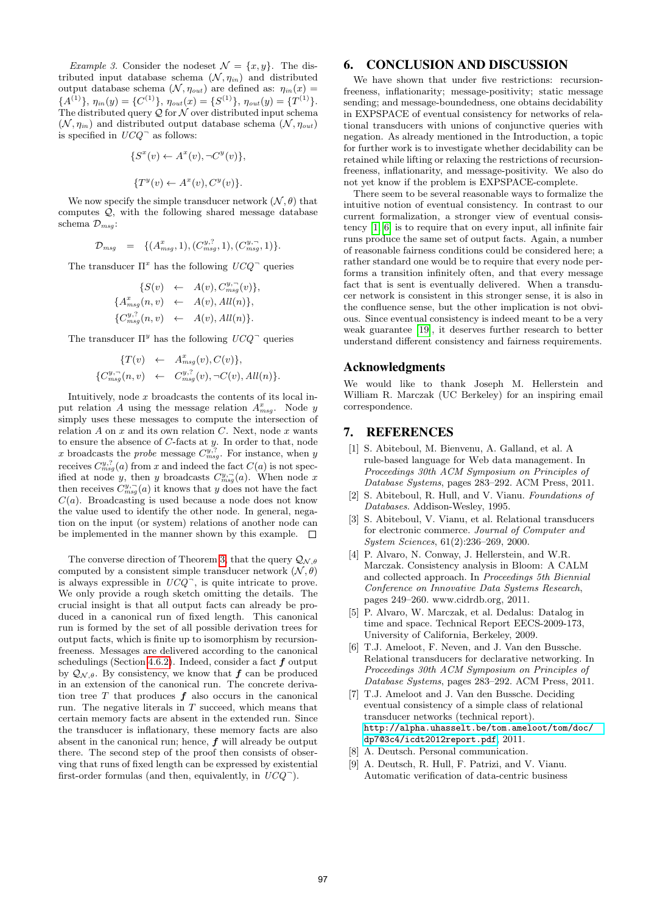*Example 3.* Consider the nodeset $\mathcal{N} = \{x, y\}$. The distributed input database schema $(\mathcal{N}, \eta_{in})$ and distributed output database schema $(\mathcal{N}, \eta_{out})$ are defined as: $\eta_{in}(x) = \{A^{(1)}\}$, $\eta_{in}(y) = \{C^{(1)}\}$, $\eta_{out}(x) = \{S^{(1)}\}$, $\eta_{out}(y) = \{T^{(1)}\}$. The distributed query $\mathcal{Q}$ for $\mathcal{N}$ over distributed input schema $(\mathcal{N}, \eta_{in})$ and distributed output database schema $(\mathcal{N}, \eta_{out})$ is specified in $UCQ^{\neg}$ as follows:

$$\{S^x(v) \leftarrow A^x(v), \neg C^y(v)\},$$

$$\{T^y(v) \leftarrow A^x(v), C^y(v)\}.$$

We now specify the simple transducer network $(\mathcal{N}, \theta)$ that computes $\mathcal{Q}$, with the following shared message database schema $\mathcal{D}_{msg}$:

$$\mathcal{D}_{msg} = \{(A^x_{msg}, 1), (C^{y,?}_{msg}, 1), (C^{y,\neg}_{msg}, 1)\}.$$

The transducer $\Pi^x$ has the following $UCQ^{\neg}$ queries

$$\begin{aligned} \{S(v) &\leftarrow A(v), C^{y,\neg}_{msg}(v)\}, \\ \{A^x_{msg}(n, v) &\leftarrow A(v), All(n)\}, \\ \{C^{y,?}_{msg}(n, v) &\leftarrow A(v), All(n)\}. \end{aligned}$$

The transducer $\Pi^y$ has the following $UCQ^{\neg}$ queries

$$\begin{aligned} \{T(v) &\leftarrow A^x_{msg}(v), C(v)\}, \\ \{C^{y,\neg}_{msg}(n, v) &\leftarrow C^{y,?}_{msg}(v), \neg C(v), All(n)\}. \end{aligned}$$

Intuitively, node $x$ broadcasts the contents of its local input relation $A$ using the message relation $A^x_{msg}$. Node $y$ simply uses these messages to compute the intersection of relation $A$ on $x$ and its own relation $C$. Next, node $x$ wants to ensure the absence of $C$-facts at $y$. In order to that, node $x$ broadcasts the *probe* message $C^{y,?}_{msg}$. For instance, when $y$ receives $C^{y,?}_{msg}(a)$ from $x$ and indeed the fact $C(a)$ is not specified at node $y$, then $y$ broadcasts $C^{y,\neg}_{msg}(a)$. When node $x$ then receives $C^{y,\neg}_{msg}(a)$ it knows that $y$ does not have the fact $C(a)$. Broadcasting is used because a node does not know the value used to identify the other node. In general, negation on the input (or system) relations of another node can be implemented in the manner shown by this example. □

The converse direction of Theorem 3, that the query $\mathcal{Q}_{\mathcal{N},\theta}$ computed by a consistent simple transducer network $(\mathcal{N}, \theta)$ is always expressible in $UCQ^{\neg}$, is quite intricate to prove. We only provide a rough sketch omitting the details. The crucial insight is that all output facts can already be produced in a canonical run of fixed length. This canonical run is formed by the set of all possible derivation trees for output facts, which is finite up to isomorphism by recursion-freeness. Messages are delivered according to the canonical schedulings (Section 4.6.2). Indeed, consider a fact $\boldsymbol{f}$ output by $\mathcal{Q}_{\mathcal{N},\theta}$. By consistency, we know that $\boldsymbol{f}$ can be produced in an extension of the canonical run. The concrete derivation tree $T$ that produces $\boldsymbol{f}$ also occurs in the canonical run. The negative literals in $T$ succeed, which means that certain memory facts are absent in the extended run. Since the transducer is inflationary, these memory facts are also absent in the canonical run; hence, $\boldsymbol{f}$ will already be output there. The second step of the proof then consists of observing that runs of fixed length can be expressed by existential first-order formulas (and then, equivalently, in $UCQ^{\neg}$).

## 6. CONCLUSION AND DISCUSSION

We have shown that under five restrictions: recursion-freeness, inflationarity; message-positivity; static message sending; and message-boundedness, one obtains decidability in EXPSPACE of eventual consistency for networks of relational transducers with unions of conjunctive queries with negation. As already mentioned in the Introduction, a topic for further work is to investigate whether decidability can be retained while lifting or relaxing the restrictions of recursion-freeness, inflationarity, and message-positivity. We also do not yet know if the problem is EXPSPACE-complete.

There seem to be several reasonable ways to formalize the intuitive notion of eventual consistency. In contrast to our current formalization, a stronger view of eventual consistency [1, 6] is to require that on every input, all infinite fair runs produce the same set of output facts. Again, a number of reasonable fairness conditions could be considered here; a rather standard one would be to require that every node performs a transition infinitely often, and that every message fact that is sent is eventually delivered. When a transducer network is consistent in this stronger sense, it is also in the confluence sense, but the other implication is not obvious. Since eventual consistency is indeed meant to be a very weak guarantee [19], it deserves further research to better understand different consistency and fairness requirements.

## Acknowledgments

We would like to thank Joseph M. Hellerstein and William R. Marczak (UC Berkeley) for an inspiring email correspondence.

## 7. REFERENCES

- [1] S. Abiteboul, M. Bienvenu, A. Galland, et al. A rule-based language for Web data management. In *Proceedings 30th ACM Symposium on Principles of Database Systems*, pages 283–292. ACM Press, 2011.
- [2] S. Abiteboul, R. Hull, and V. Vianu. *Foundations of Databases*. Addison-Wesley, 1995.
- [3] S. Abiteboul, V. Vianu, et al. Relational transducers for electronic commerce. *Journal of Computer and System Sciences*, 61(2):236–269, 2000.
- [4] P. Alvaro, N. Conway, J. Hellerstein, and W.R. Marczak. Consistency analysis in Bloom: A CALM and collected approach. In *Proceedings 5th Biennial Conference on Innovative Data Systems Research*, pages 249–260. www.cidrdb.org, 2011.
- [5] P. Alvaro, W. Marczak, et al. Dedalus: Datalog in time and space. Technical Report EECS-2009-173, University of California, Berkeley, 2009.
- [6] T.J. Ameloot, F. Neven, and J. Van den Bussche. Relational transducers for declarative networking. In *Proceedings 30th ACM Symposium on Principles of Database Systems*, pages 283–292. ACM Press, 2011.
- [7] T.J. Ameloot and J. Van den Bussche. Deciding eventual consistency of a simple class of relational transducer networks (technical report). http://alpha.uhasselt.be/tom.ameloot/tom/doc/dp7@3c4/icdt2012report.pdf, 2011.
- [8] A. Deutsch. Personal communication.
- [9] A. Deutsch, R. Hull, F. Patrizi, and V. Vianu. Automatic verification of data-centric business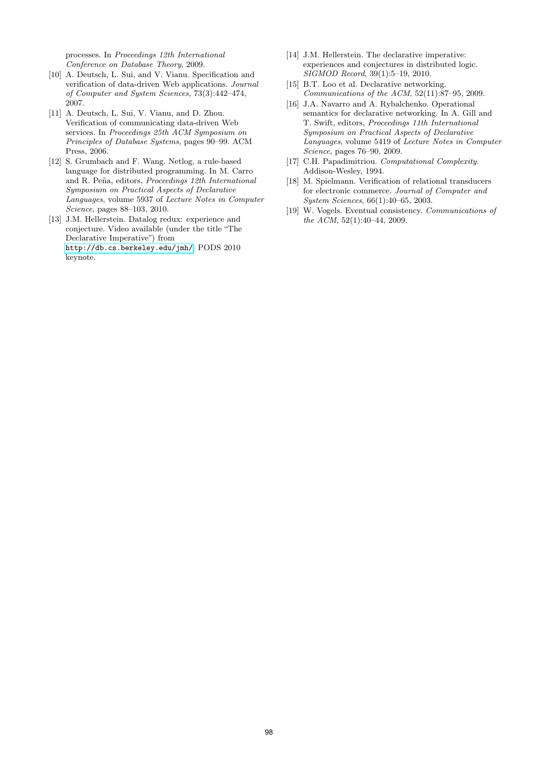processes. In *Proceedings 12th International Conference on Database Theory*, 2009.

[10] A. Deutsch, L. Sui, and V. Vianu. Specification and verification of data-driven Web applications. *Journal of Computer and System Sciences*, 73(3):442–474, 2007.

[11] A. Deutsch, L. Sui, V. Vianu, and D. Zhou. Verification of communicating data-driven Web services. In *Proceedings 25th ACM Symposium on Principles of Database Systems*, pages 90–99. ACM Press, 2006.

[12] S. Grumbach and F. Wang. Netlog, a rule-based language for distributed programming. In M. Carro and R. Peña, editors, *Proceedings 12th International Symposium on Practical Aspects of Declarative Languages*, volume 5937 of *Lecture Notes in Computer Science*, pages 88–103, 2010.

[13] J.M. Hellerstein. Datalog redux: experience and conjecture. Video available (under the title "The Declarative Imperative") from http://db.cs.berkeley.edu/jmh/. PODS 2010 keynote.

[14] J.M. Hellerstein. The declarative imperative: experiences and conjectures in distributed logic. *SIGMOD Record*, 39(1):5–19, 2010.

[15] B.T. Loo et al. Declarative networking. *Communications of the ACM*, 52(11):87–95, 2009.

[16] J.A. Navarro and A. Rybalchenko. Operational semantics for declarative networking. In A. Gill and T. Swift, editors, *Proceedings 11th International Symposium on Practical Aspects of Declarative Languages*, volume 5419 of *Lecture Notes in Computer Science*, pages 76–90, 2009.

[17] C.H. Papadimitriou. *Computational Complexity*. Addison-Wesley, 1994.

[18] M. Spielmann. Verification of relational transducers for electronic commerce. *Journal of Computer and System Sciences*, 66(1):40–65, 2003.

[19] W. Vogels. Eventual consistency. *Communications of the ACM*, 52(1):40–44, 2009.